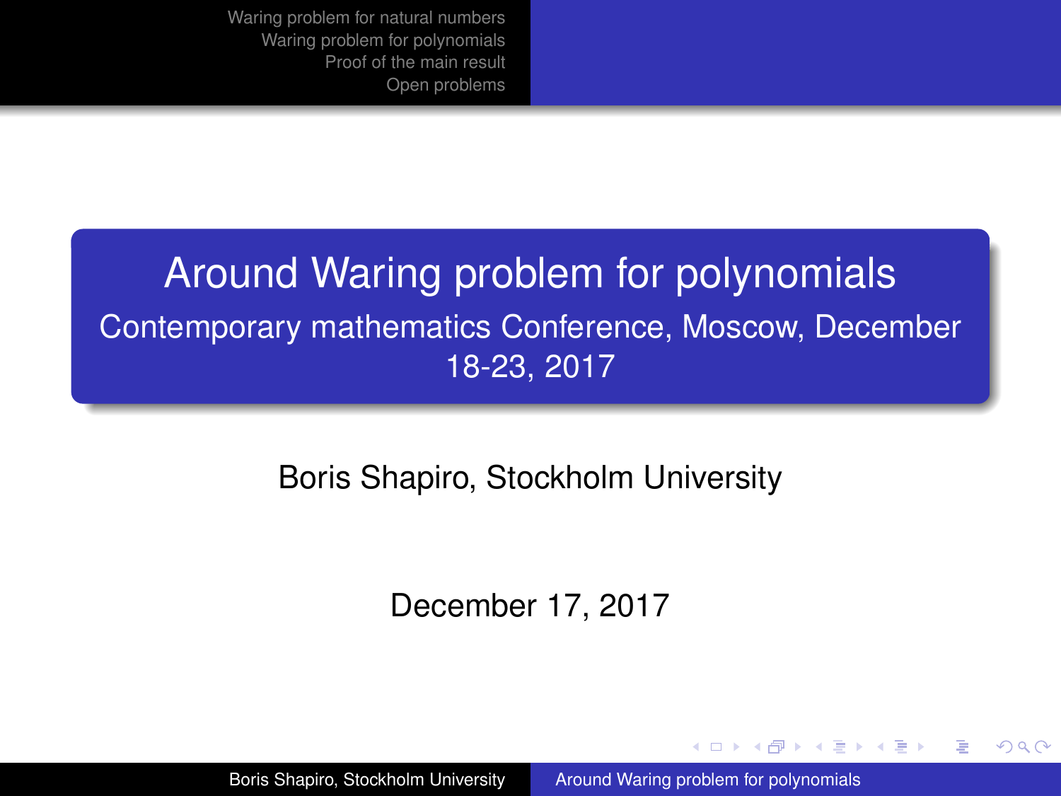# Around Waring problem for polynomials

## Contemporary mathematics Conference, Moscow, December 18-23, 2017

Boris Shapiro, Stockholm University

December 17, 2017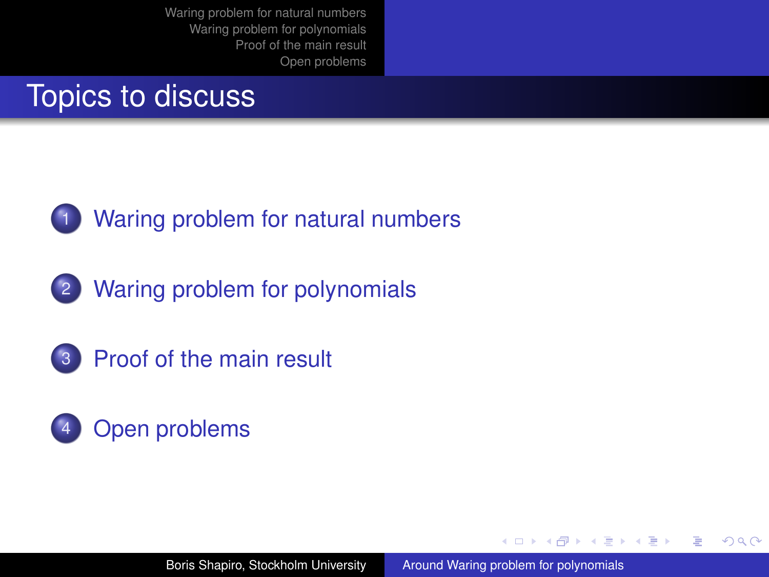# Topics to discuss

1. Waring problem for natural numbers
2. Waring problem for polynomials
3. Proof of the main result
4. Open problems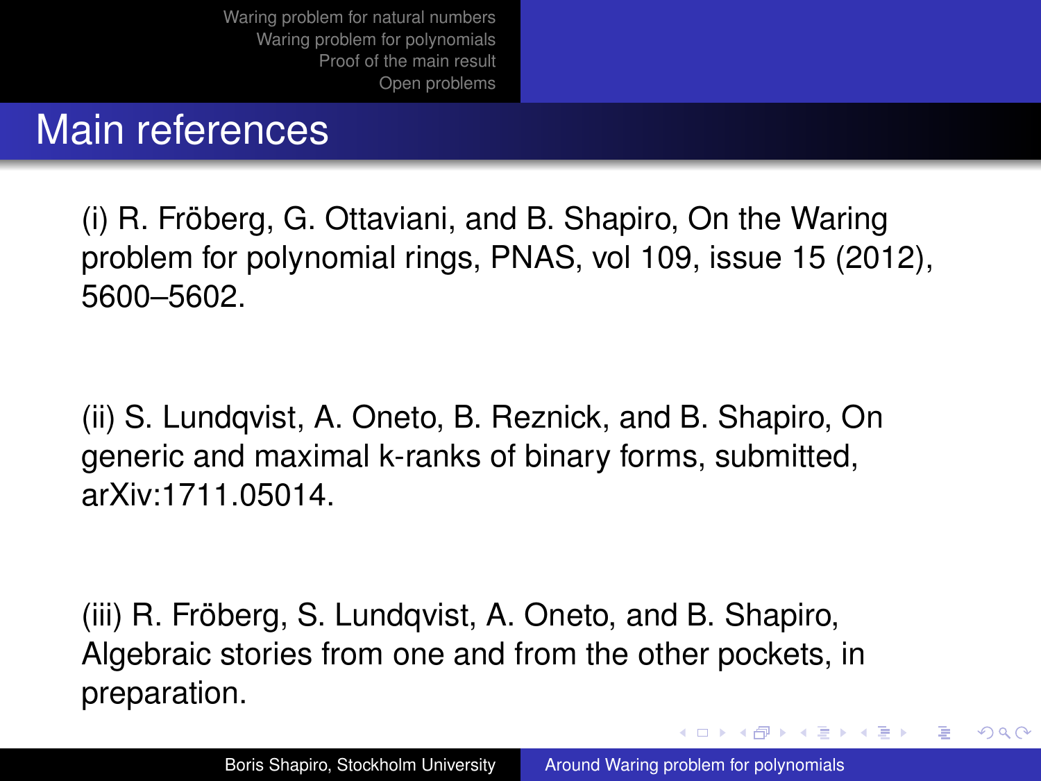## Main references

(i) R. Fröberg, G. Ottaviani, and B. Shapiro, On the Waring problem for polynomial rings, PNAS, vol 109, issue 15 (2012), 5600–5602.

(ii) S. Lundqvist, A. Oneto, B. Reznick, and B. Shapiro, On generic and maximal k-ranks of binary forms, submitted, arXiv:1711.05014.

(iii) R. Fröberg, S. Lundqvist, A. Oneto, and B. Shapiro, Algebraic stories from one and from the other pockets, in preparation.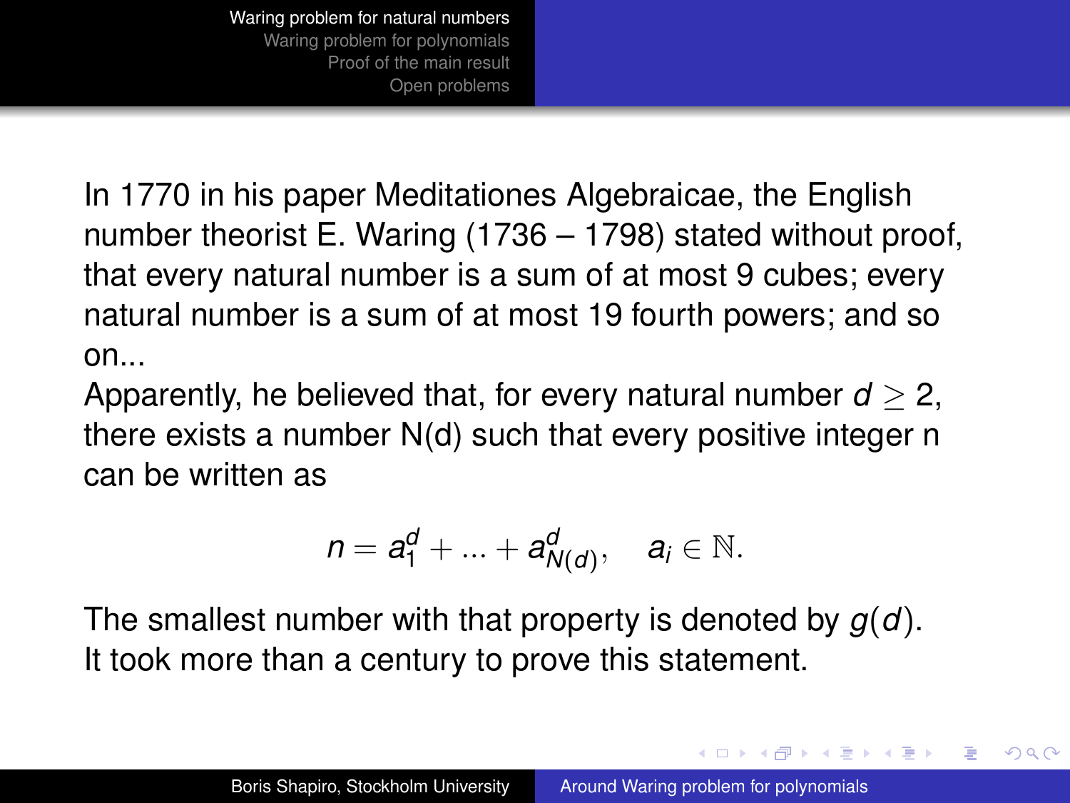In 1770 in his paper Meditationes Algebraicae, the English number theorist E. Waring (1736 – 1798) stated without proof, that every natural number is a sum of at most 9 cubes; every natural number is a sum of at most 19 fourth powers; and so on...

Apparently, he believed that, for every natural number $d \geq 2$, there exists a number N(d) such that every positive integer n can be written as

$$n = a_1^d + ... + a_{N(d)}^d, \quad a_i \in \mathbb{N}.$$

The smallest number with that property is denoted by $g(d)$. It took more than a century to prove this statement.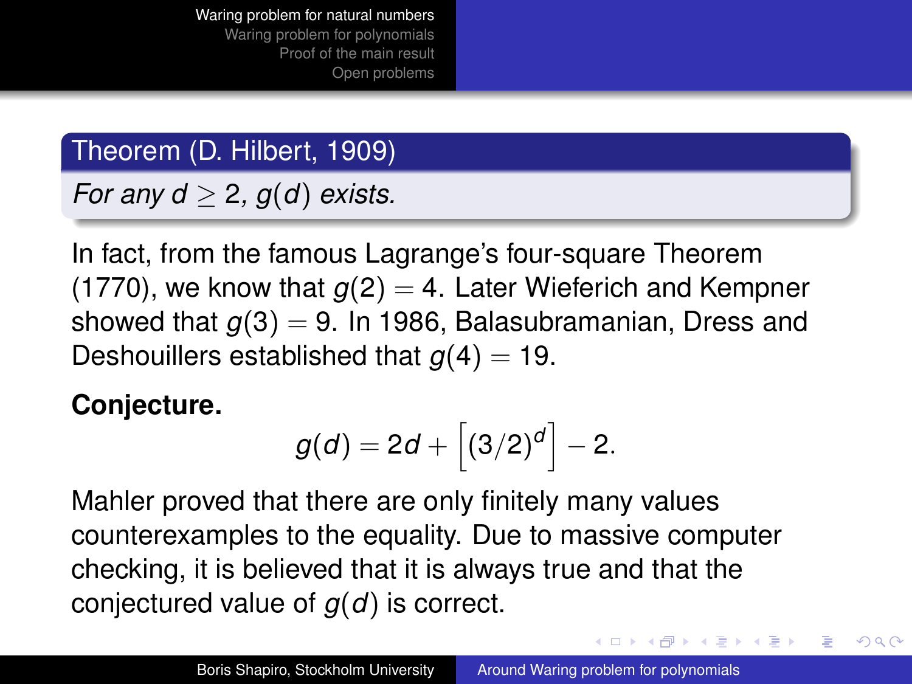**Theorem (D. Hilbert, 1909)**

*For any $d \geq 2$, $g(d)$ exists.*

In fact, from the famous Lagrange's four-square Theorem (1770), we know that $g(2) = 4$. Later Wieferich and Kempner showed that $g(3) = 9$. In 1986, Balasubramanian, Dress and Deshouillers established that $g(4) = 19$.

**Conjecture.**

$$g(d) = 2d + \left[(3/2)^d\right] - 2.$$

Mahler proved that there are only finitely many values counterexamples to the equality. Due to massive computer checking, it is believed that it is always true and that the conjectured value of $g(d)$ is correct.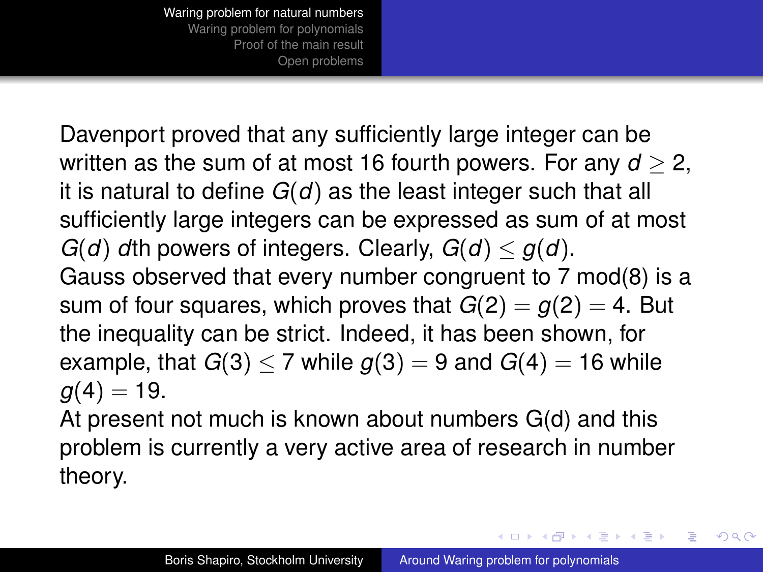Davenport proved that any sufficiently large integer can be written as the sum of at most 16 fourth powers. For any $d \geq 2$, it is natural to define $G(d)$ as the least integer such that all sufficiently large integers can be expressed as sum of at most $G(d)$ $d$th powers of integers. Clearly, $G(d) \leq g(d)$.

Gauss observed that every number congruent to 7 mod(8) is a sum of four squares, which proves that $G(2) = g(2) = 4$. But the inequality can be strict. Indeed, it has been shown, for example, that $G(3) \leq 7$ while $g(3) = 9$ and $G(4) = 16$ while $g(4) = 19$.

At present not much is known about numbers G(d) and this problem is currently a very active area of research in number theory.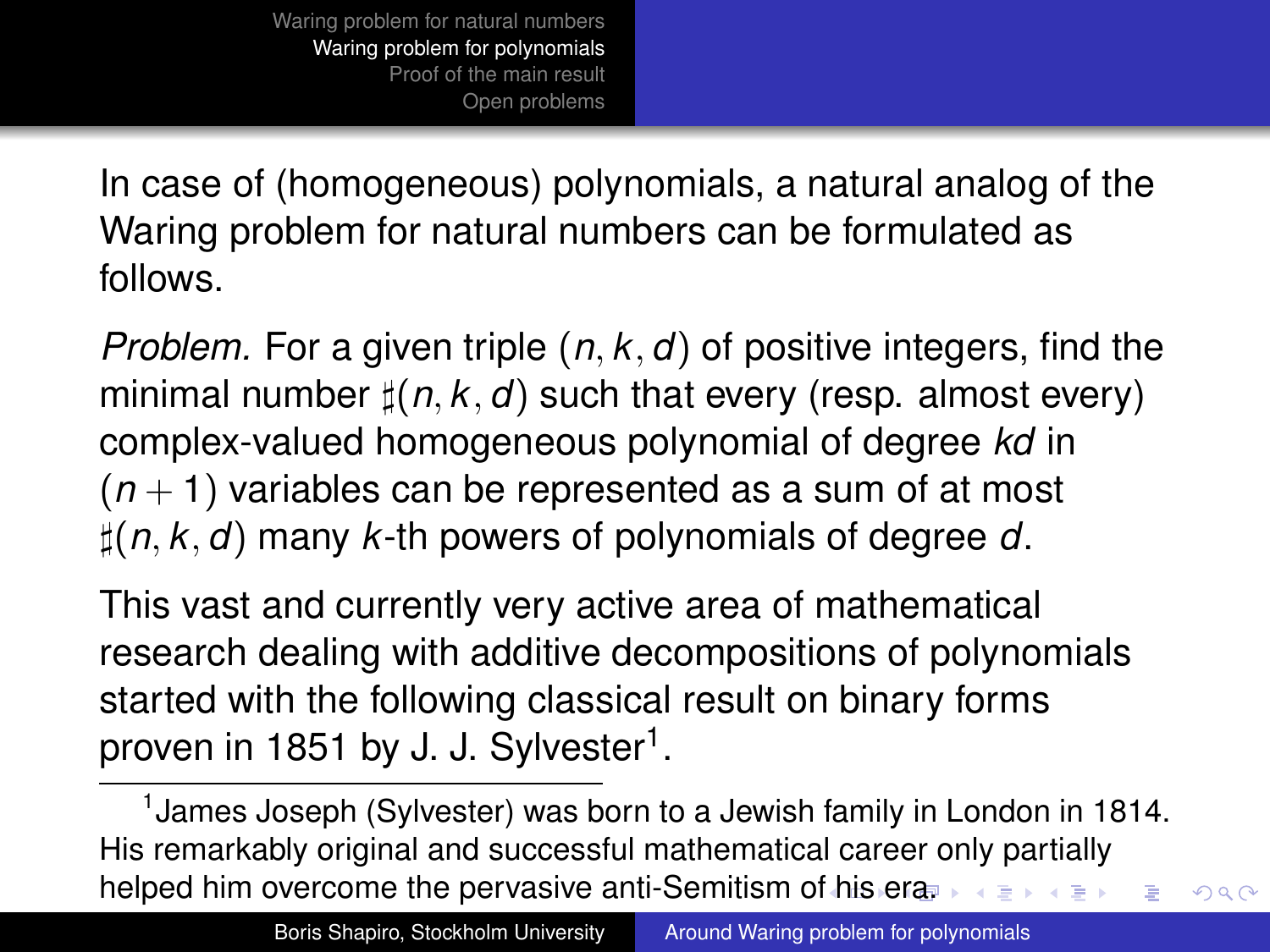In case of (homogeneous) polynomials, a natural analog of the Waring problem for natural numbers can be formulated as follows.

*Problem.* For a given triple $(n, k, d)$ of positive integers, find the minimal number $\sharp(n, k, d)$ such that every (resp. almost every) complex-valued homogeneous polynomial of degree $kd$ in $(n+1)$ variables can be represented as a sum of at most $\sharp(n, k, d)$ many $k$-th powers of polynomials of degree $d$.

This vast and currently very active area of mathematical research dealing with additive decompositions of polynomials started with the following classical result on binary forms proven in 1851 by J. J. Sylvester[1].

[1] James Joseph (Sylvester) was born to a Jewish family in London in 1814. His remarkably original and successful mathematical career only partially helped him overcome the pervasive anti-Semitism of his era.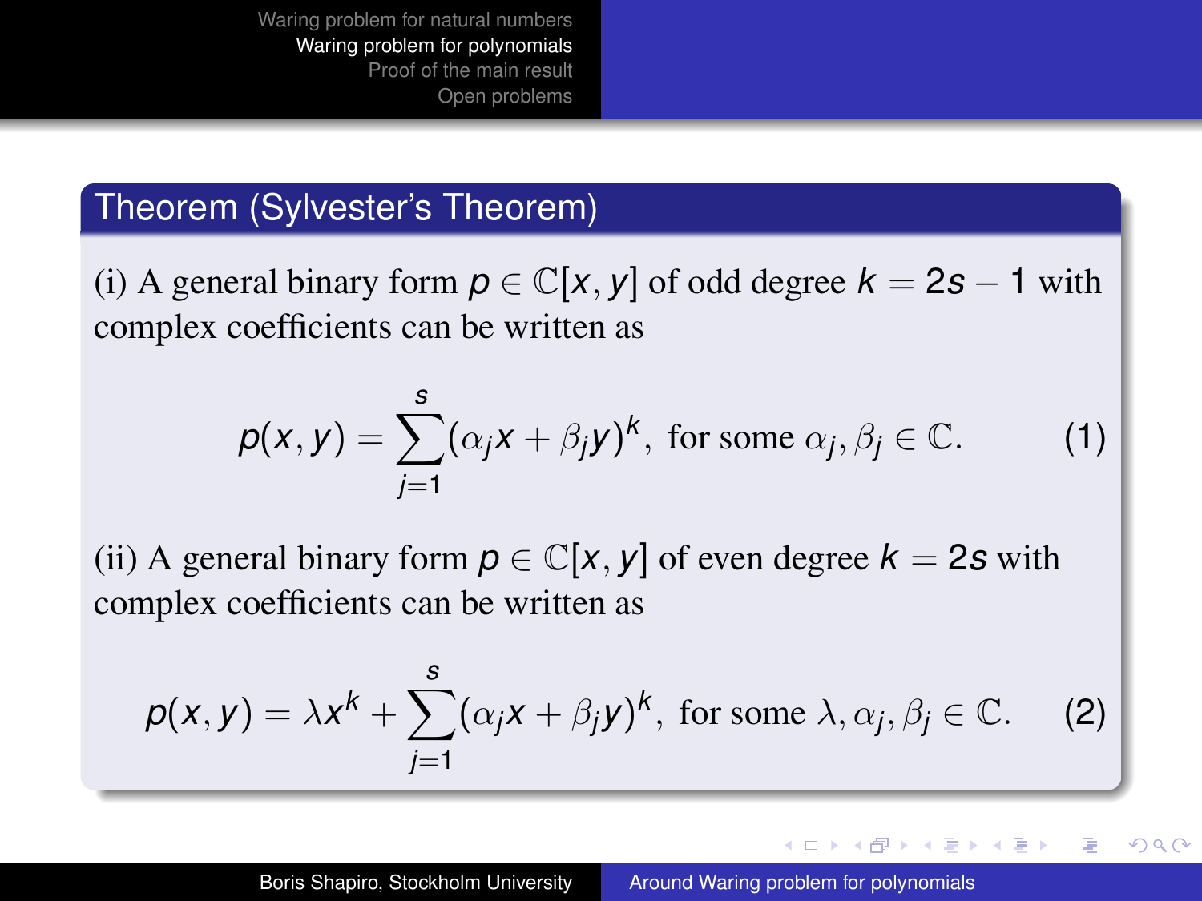**Theorem (Sylvester's Theorem)**

(i) A general binary form $p \in \mathbb{C}[x, y]$ of odd degree $k = 2s - 1$ with complex coefficients can be written as

$$p(x, y) = \sum_{j=1}^{s} (\alpha_j x + \beta_j y)^k, \text{ for some } \alpha_j, \beta_j \in \mathbb{C}. \tag{1}$$

(ii) A general binary form $p \in \mathbb{C}[x, y]$ of even degree $k = 2s$ with complex coefficients can be written as

$$p(x, y) = \lambda x^k + \sum_{j=1}^{s} (\alpha_j x + \beta_j y)^k, \text{ for some } \lambda, \alpha_j, \beta_j \in \mathbb{C}. \tag{2}$$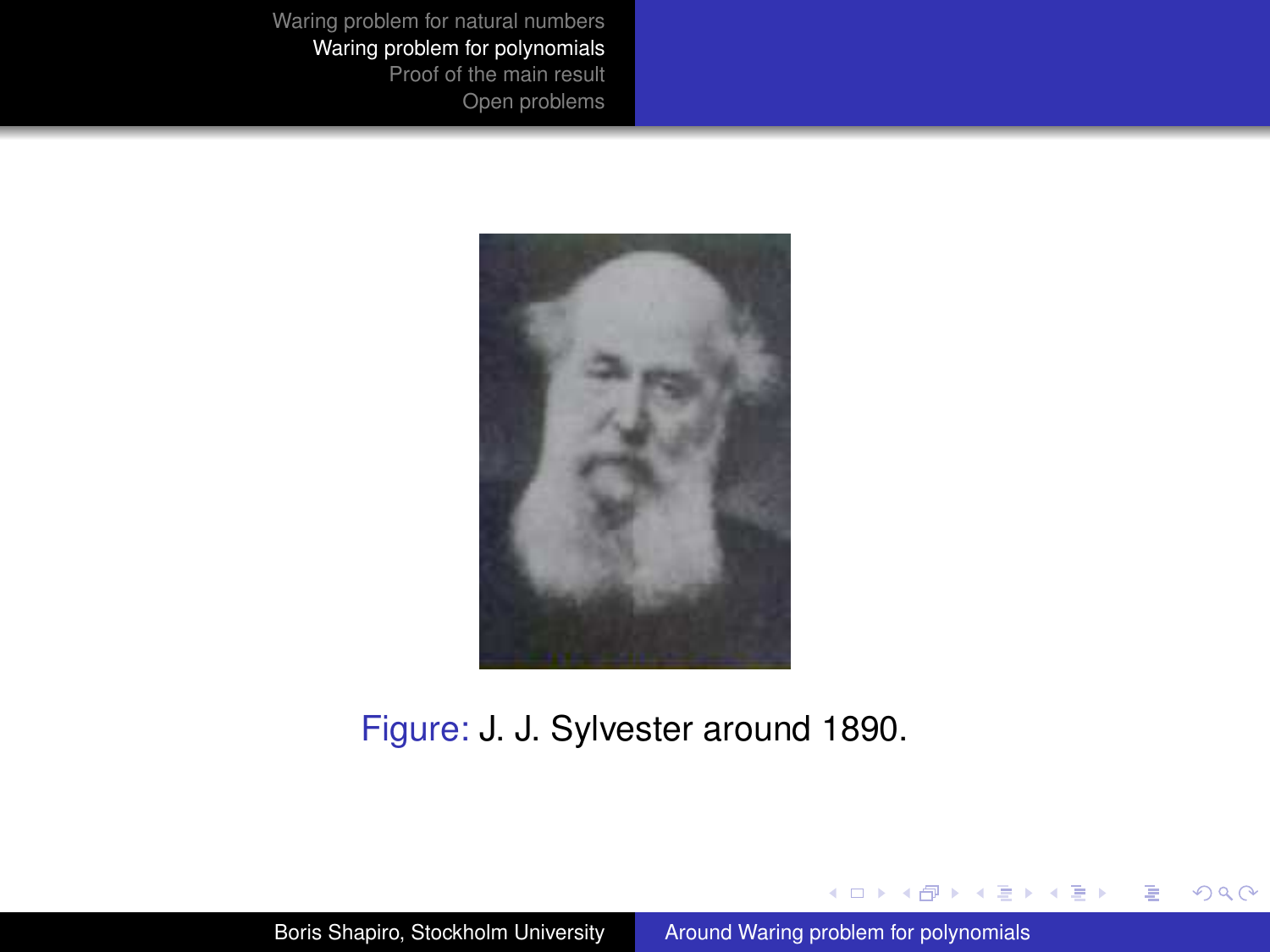Figure: J. J. Sylvester around 1890.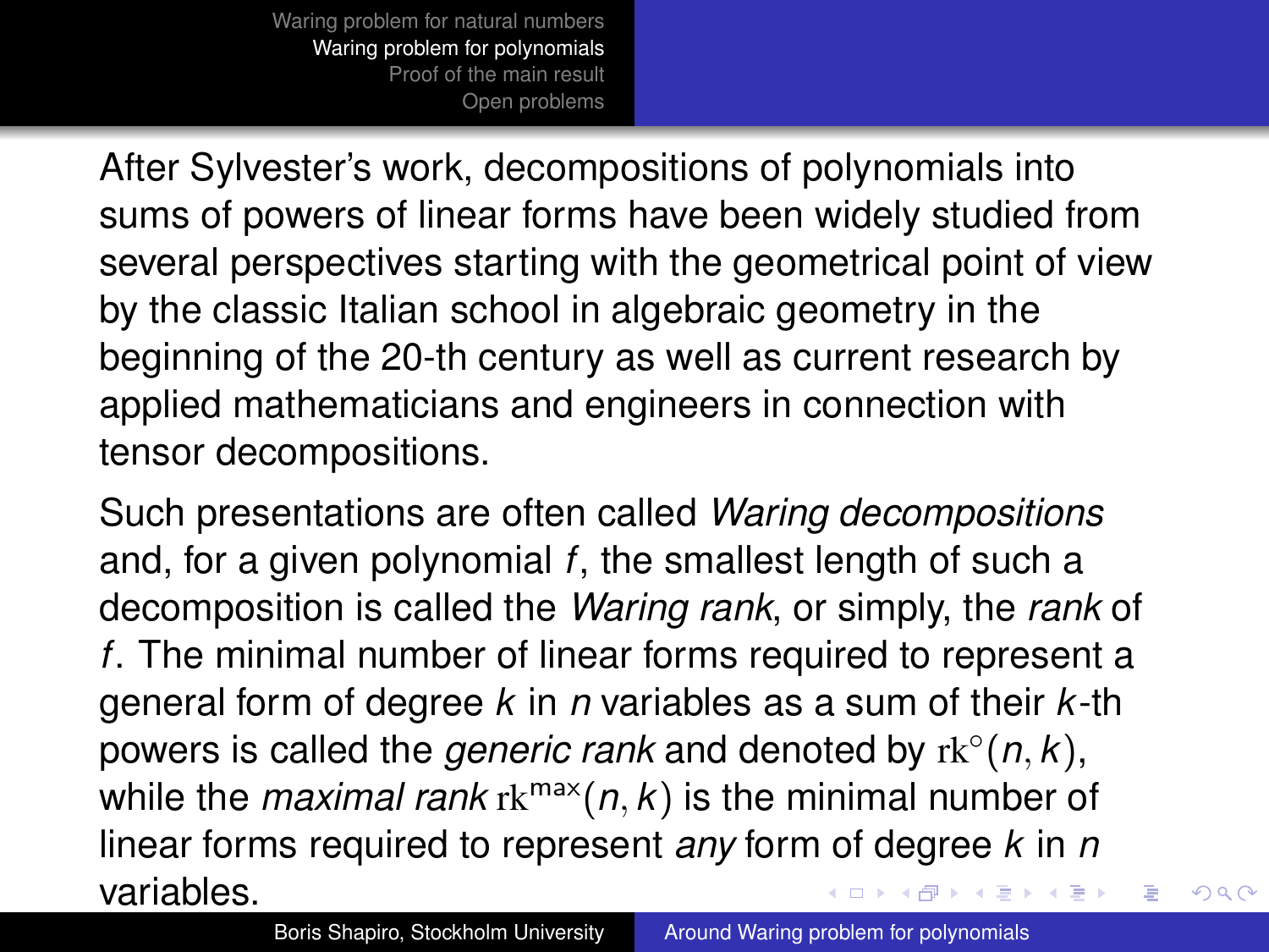After Sylvester's work, decompositions of polynomials into sums of powers of linear forms have been widely studied from several perspectives starting with the geometrical point of view by the classic Italian school in algebraic geometry in the beginning of the 20-th century as well as current research by applied mathematicians and engineers in connection with tensor decompositions.

Such presentations are often called *Waring decompositions* and, for a given polynomial $f$, the smallest length of such a decomposition is called the *Waring rank*, or simply, the *rank* of $f$. The minimal number of linear forms required to represent a general form of degree $k$ in $n$ variables as a sum of their $k$-th powers is called the *generic rank* and denoted by $\mathrm{rk}^{\circ}(n, k)$, while the *maximal rank* $\mathrm{rk}^{\max}(n, k)$ is the minimal number of linear forms required to represent *any* form of degree $k$ in $n$ variables.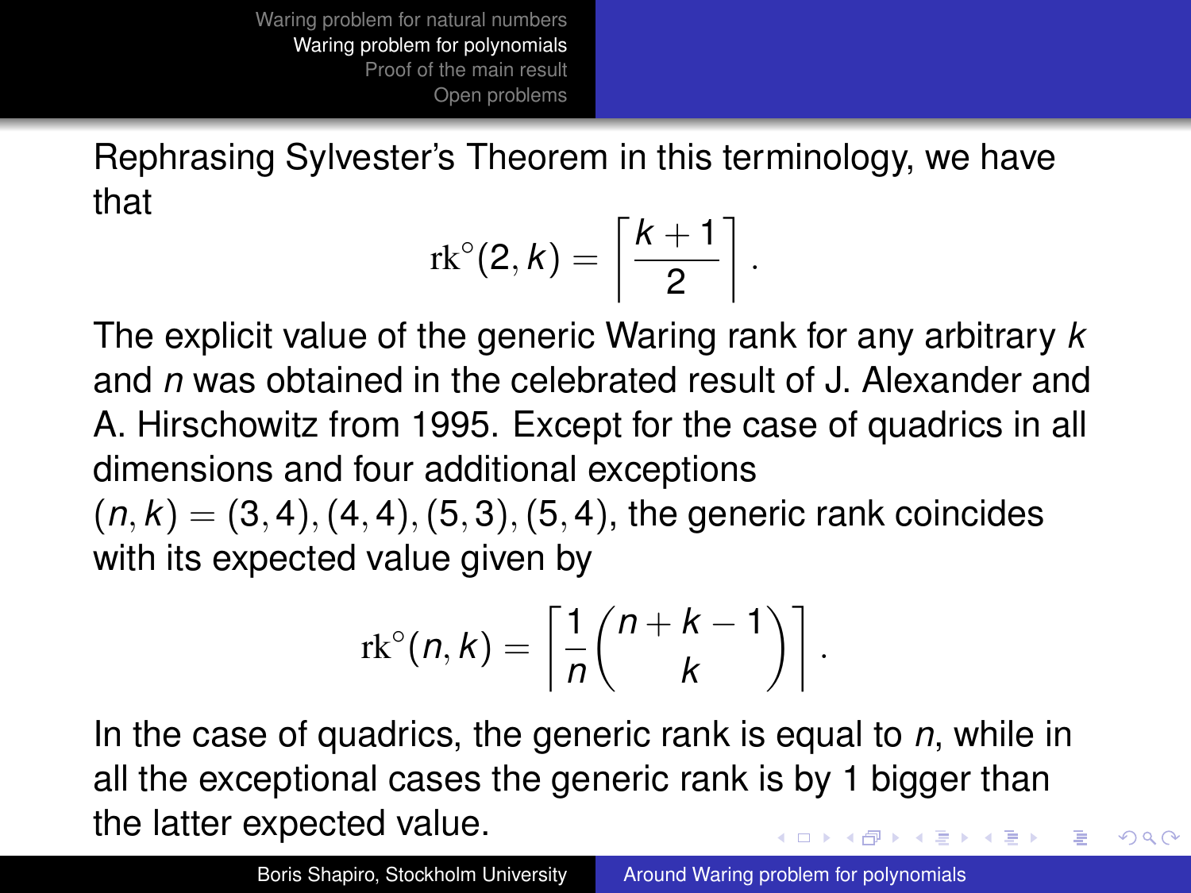Rephrasing Sylvester's Theorem in this terminology, we have that

$$\mathrm{rk}^{\circ}(2, k) = \left\lceil \frac{k+1}{2} \right\rceil.$$

The explicit value of the generic Waring rank for any arbitrary $k$ and $n$ was obtained in the celebrated result of J. Alexander and A. Hirschowitz from 1995. Except for the case of quadrics in all dimensions and four additional exceptions $(n, k) = (3, 4), (4, 4), (5, 3), (5, 4)$, the generic rank coincides with its expected value given by

$$\mathrm{rk}^{\circ}(n, k) = \left\lceil \frac{1}{n} \binom{n+k-1}{k} \right\rceil.$$

In the case of quadrics, the generic rank is equal to $n$, while in all the exceptional cases the generic rank is by 1 bigger than the latter expected value.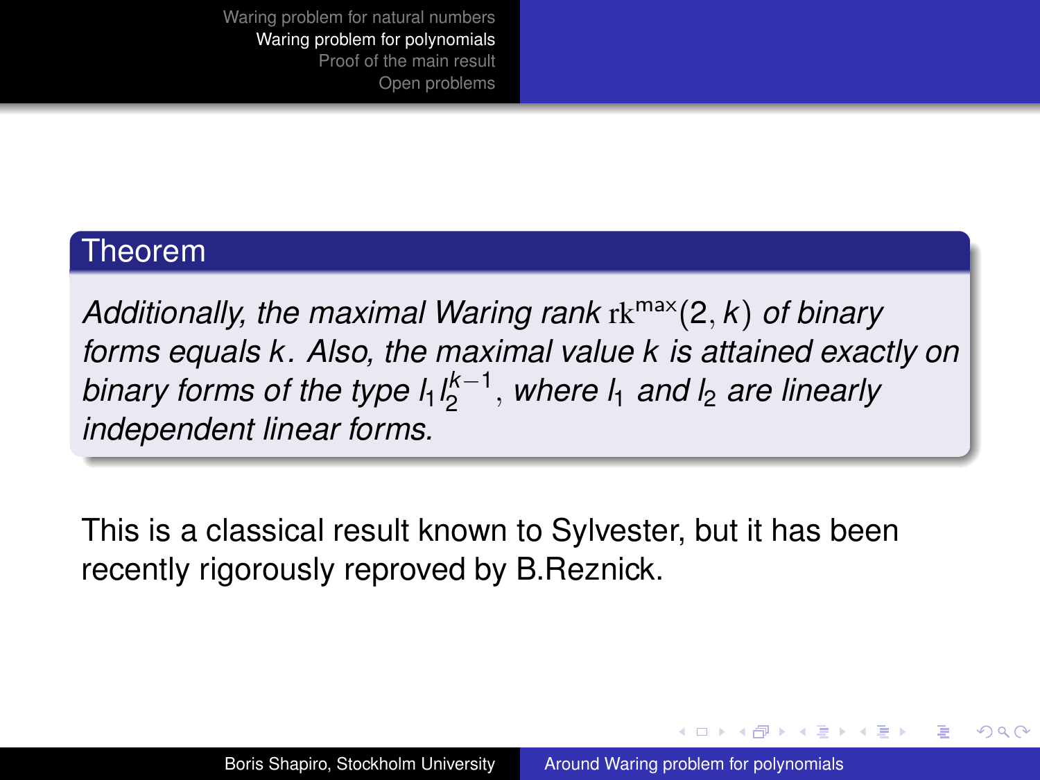**Theorem**

*Additionally, the maximal Waring rank $\mathrm{rk}^{\max}(2, k)$ of binary forms equals $k$. Also, the maximal value $k$ is attained exactly on binary forms of the type $l_1 l_2^{k-1}$, where $l_1$ and $l_2$ are linearly independent linear forms.*

This is a classical result known to Sylvester, but it has been recently rigorously reproved by B.Reznick.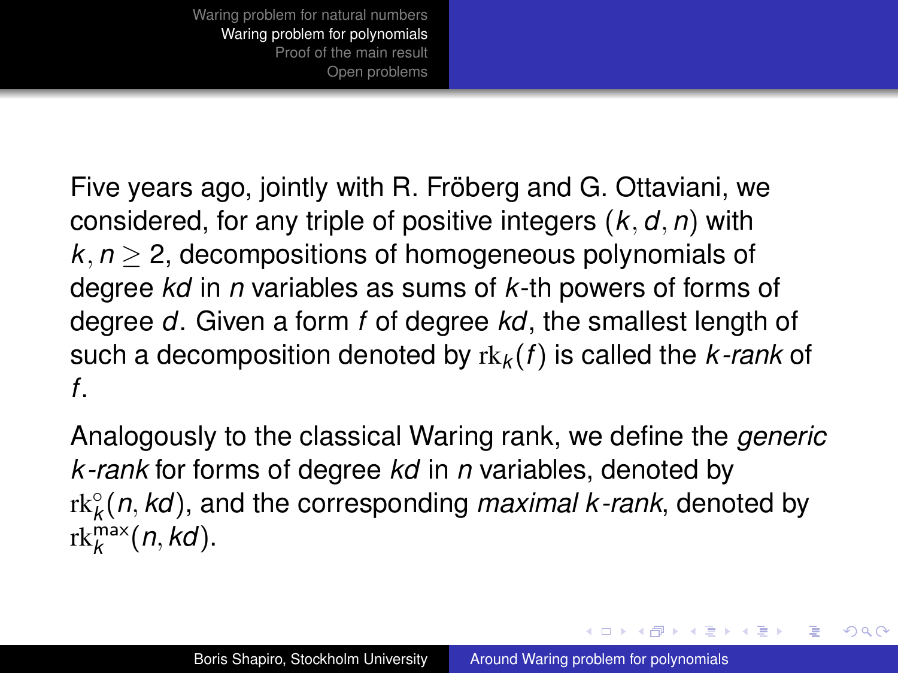Five years ago, jointly with R. Fröberg and G. Ottaviani, we considered, for any triple of positive integers $(k, d, n)$ with $k, n \geq 2$, decompositions of homogeneous polynomials of degree $kd$ in $n$ variables as sums of $k$-th powers of forms of degree $d$. Given a form $f$ of degree $kd$, the smallest length of such a decomposition denoted by $\mathrm{rk}_k(f)$ is called the *$k$-rank* of $f$.

Analogously to the classical Waring rank, we define the *generic $k$-rank* for forms of degree $kd$ in $n$ variables, denoted by $\mathrm{rk}_k^{\circ}(n, kd)$, and the corresponding *maximal $k$-rank*, denoted by $\mathrm{rk}_k^{\max}(n, kd)$.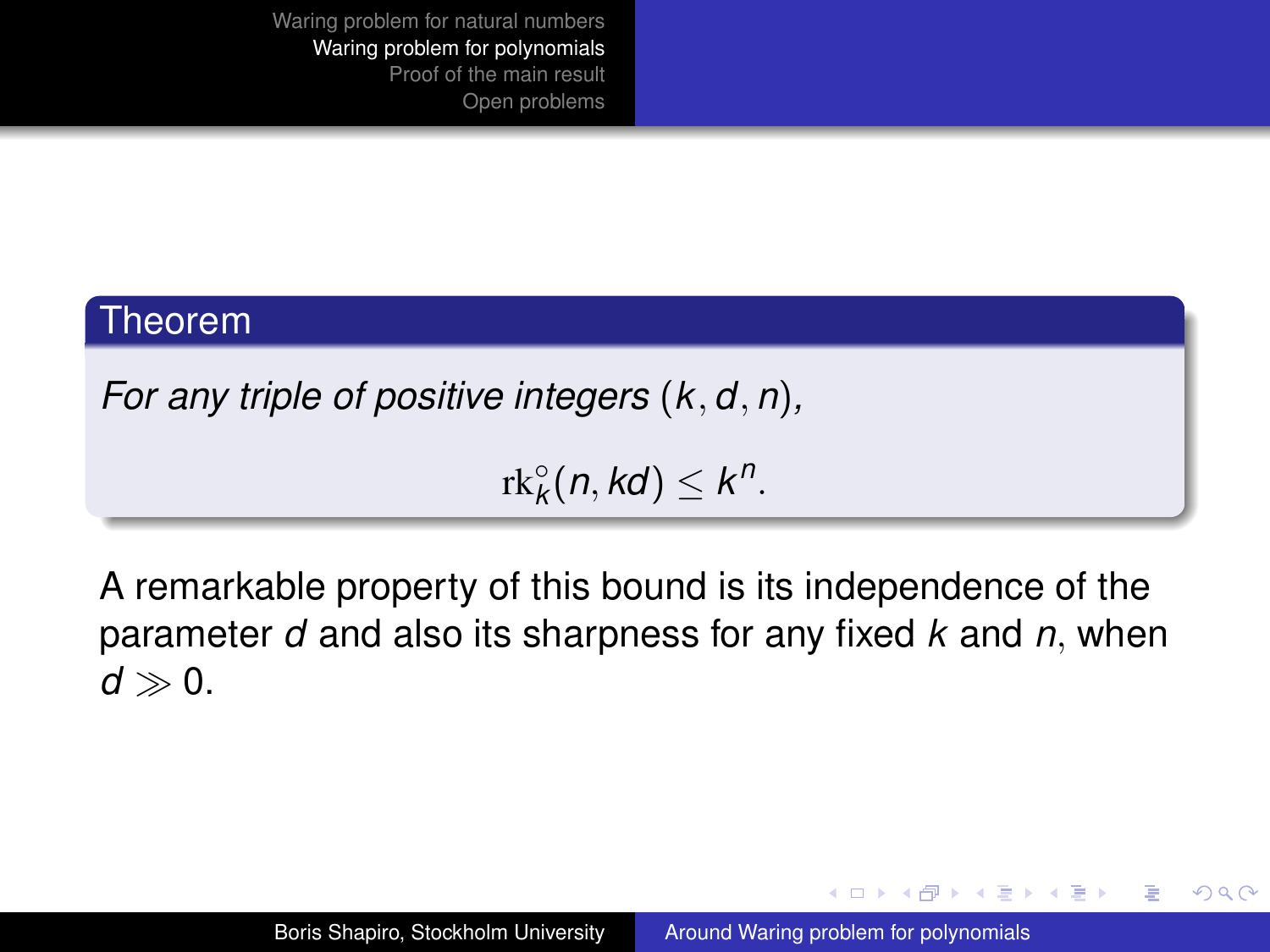**Theorem**

*For any triple of positive integers $(k, d, n)$,*

$$\mathrm{rk}_k^{\circ}(n, kd) \leq k^n.$$

A remarkable property of this bound is its independence of the parameter $d$ and also its sharpness for any fixed $k$ and $n$, when $d \gg 0$.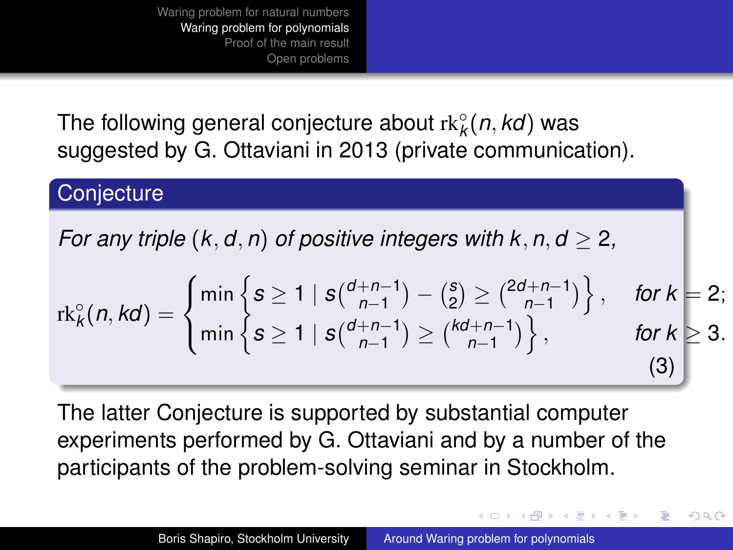The following general conjecture about $\mathrm{rk}_k^\circ(n, kd)$ was suggested by G. Ottaviani in 2013 (private communication).

**Conjecture**

*For any triple $(k, d, n)$ of positive integers with $k, n, d \geq 2$,*

$$\mathrm{rk}_k^\circ(n, kd) = \begin{cases} \min\left\{ s \geq 1 \mid s\binom{d+n-1}{n-1} - \binom{s}{2} \geq \binom{2d+n-1}{n-1} \right\}, & \text{for } k = 2; \\ \min\left\{ s \geq 1 \mid s\binom{d+n-1}{n-1} \geq \binom{kd+n-1}{n-1} \right\}, & \text{for } k \geq 3. \end{cases} \tag{3}$$

The latter Conjecture is supported by substantial computer experiments performed by G. Ottaviani and by a number of the participants of the problem-solving seminar in Stockholm.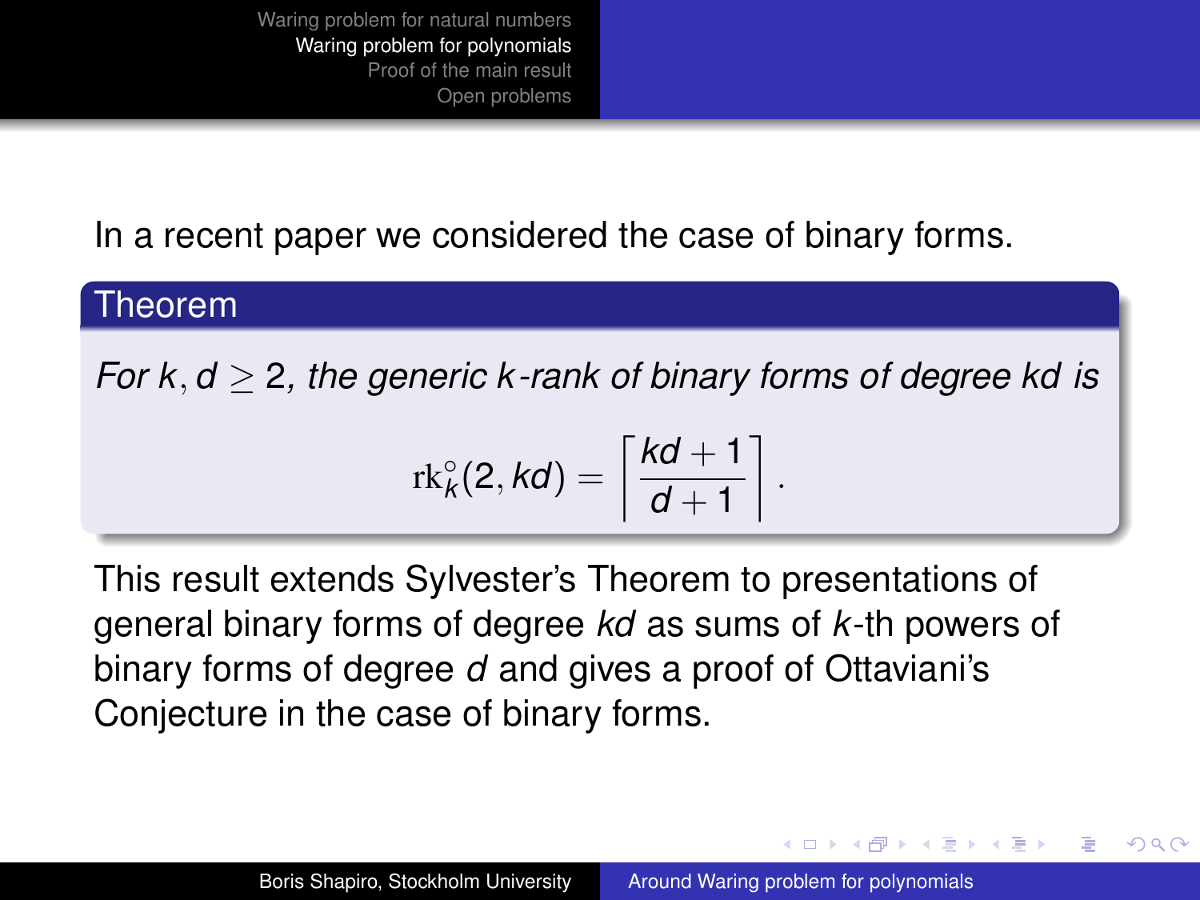In a recent paper we considered the case of binary forms.

**Theorem**

*For $k, d \geq 2$, the generic $k$-rank of binary forms of degree $kd$ is*

$$\mathrm{rk}_k^\circ(2, kd) = \left\lceil \frac{kd+1}{d+1} \right\rceil .$$

This result extends Sylvester's Theorem to presentations of general binary forms of degree $kd$ as sums of $k$-th powers of binary forms of degree $d$ and gives a proof of Ottaviani's Conjecture in the case of binary forms.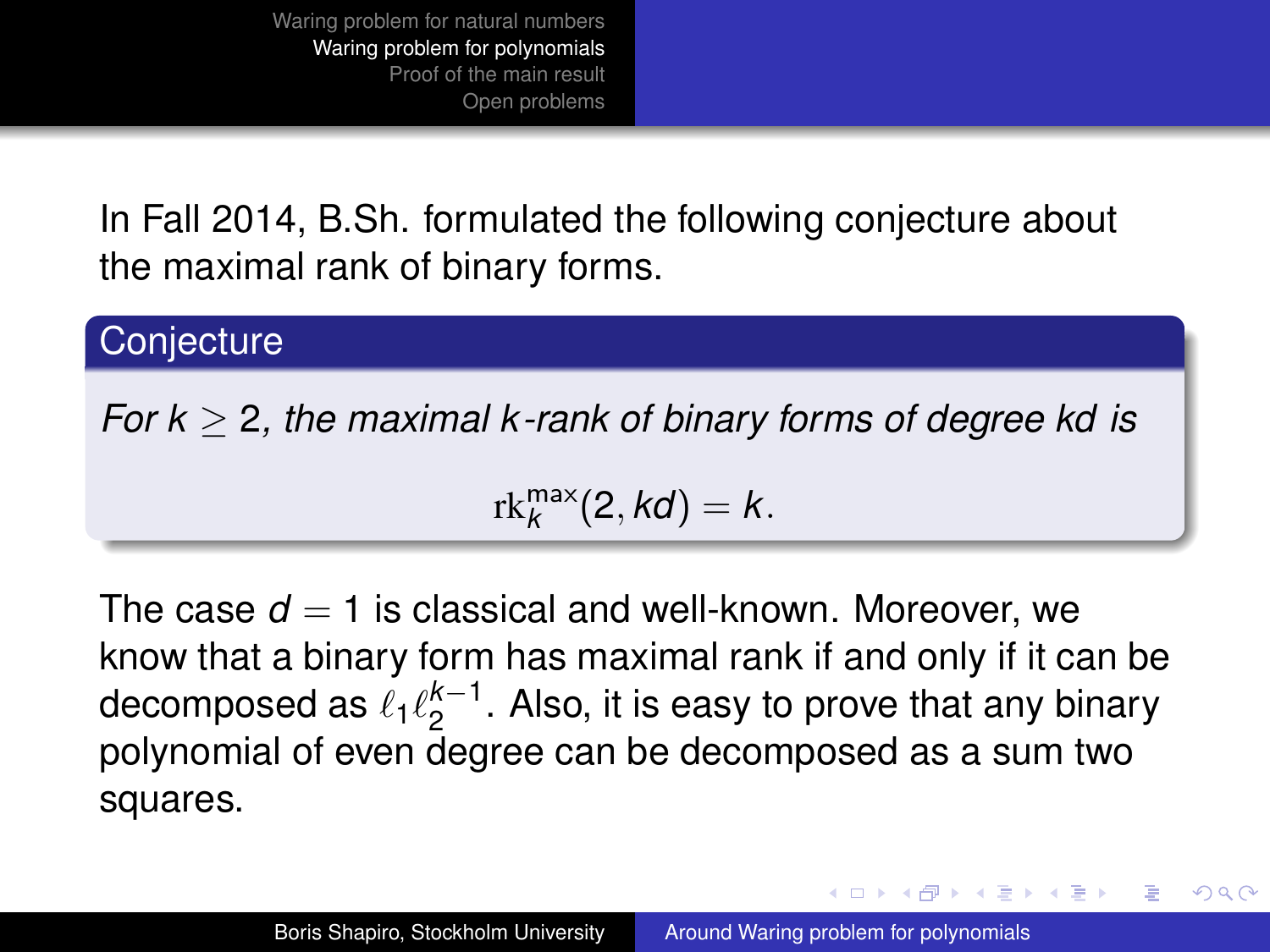In Fall 2014, B.Sh. formulated the following conjecture about the maximal rank of binary forms.

**Conjecture**

*For $k \geq 2$, the maximal $k$-rank of binary forms of degree $kd$ is*

$$\mathrm{rk}_k^{\max}(2, kd) = k.$$

The case $d = 1$ is classical and well-known. Moreover, we know that a binary form has maximal rank if and only if it can be decomposed as $\ell_1 \ell_2^{k-1}$. Also, it is easy to prove that any binary polynomial of even degree can be decomposed as a sum two squares.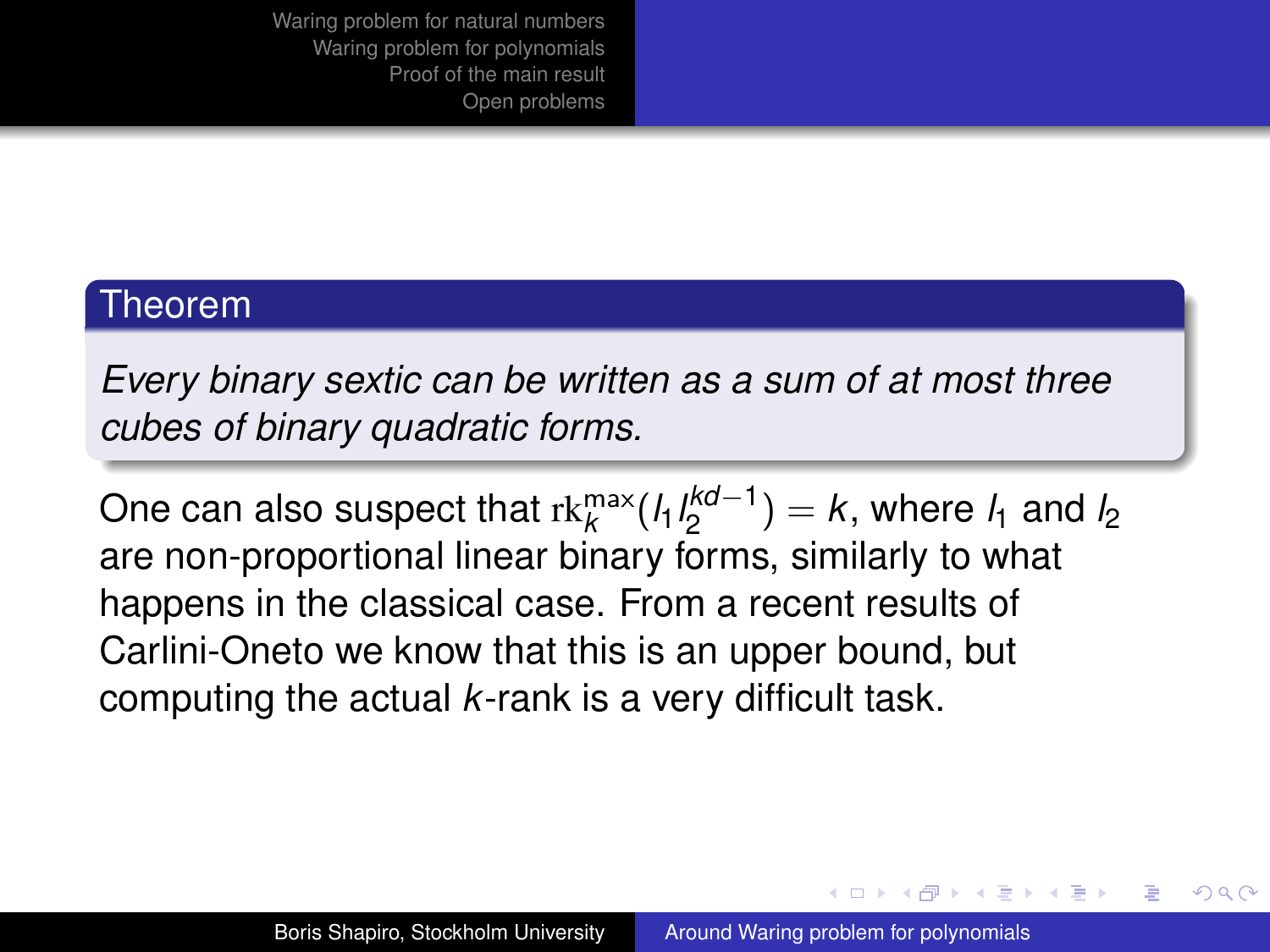**Theorem**

*Every binary sextic can be written as a sum of at most three cubes of binary quadratic forms.*

One can also suspect that $\mathrm{rk}_k^{\max}(l_1 l_2^{kd-1}) = k$, where $l_1$ and $l_2$ are non-proportional linear binary forms, similarly to what happens in the classical case. From a recent results of Carlini-Oneto we know that this is an upper bound, but computing the actual $k$-rank is a very difficult task.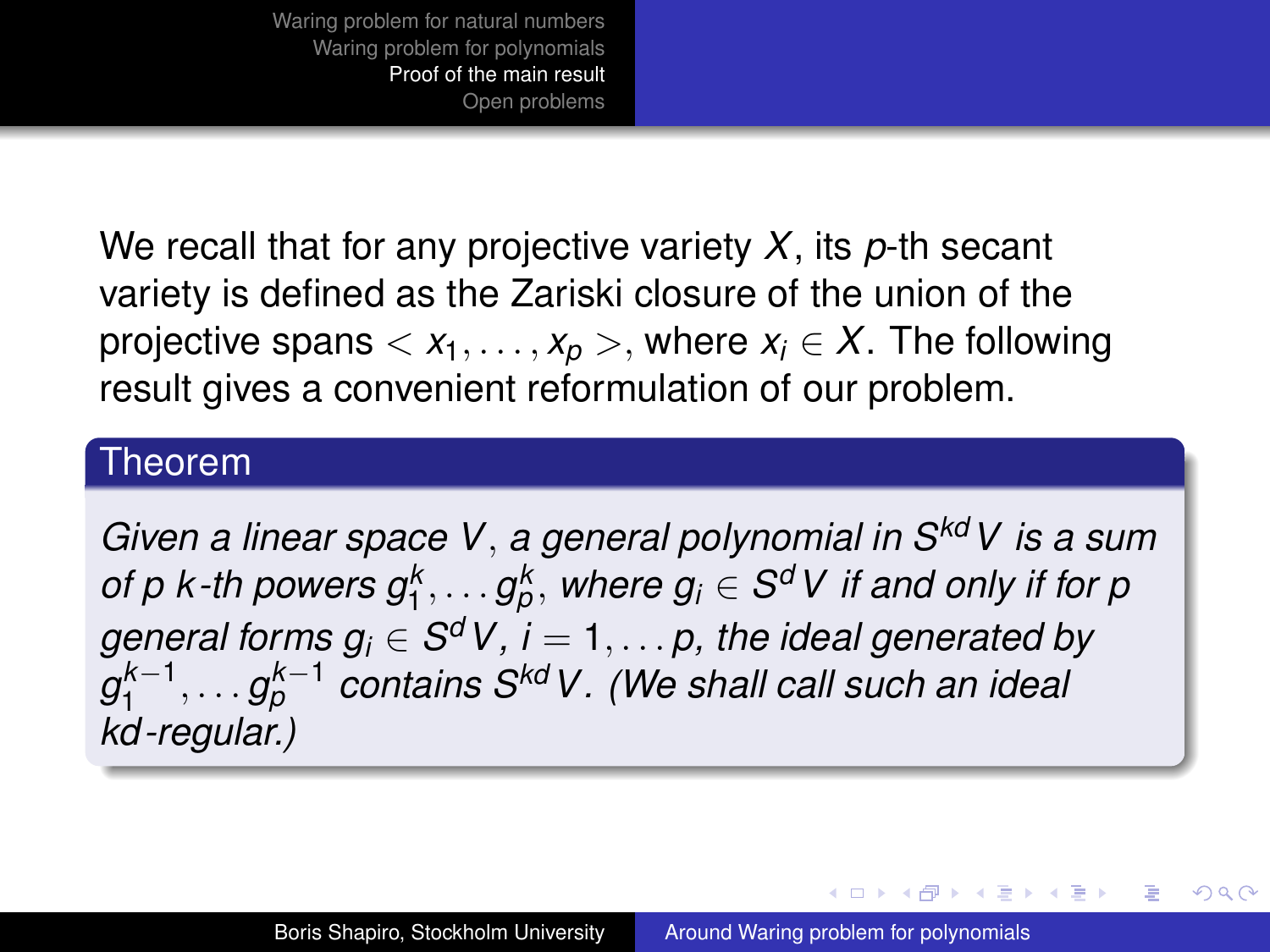We recall that for any projective variety $X$, its $p$-th secant variety is defined as the Zariski closure of the union of the projective spans $< x_1, \dots, x_p >$, where $x_i \in X$. The following result gives a convenient reformulation of our problem.

### Theorem

*Given a linear space $V$, a general polynomial in $S^{kd}V$ is a sum of $p$ $k$-th powers $g_1^k, \dots g_p^k$, where $g_i \in S^d V$ if and only if for $p$ general forms $g_i \in S^d V$, $i = 1, \dots p$, the ideal generated by $g_1^{k-1}, \dots g_p^{k-1}$ contains $S^{kd}V$. (We shall call such an ideal $kd$-regular.)*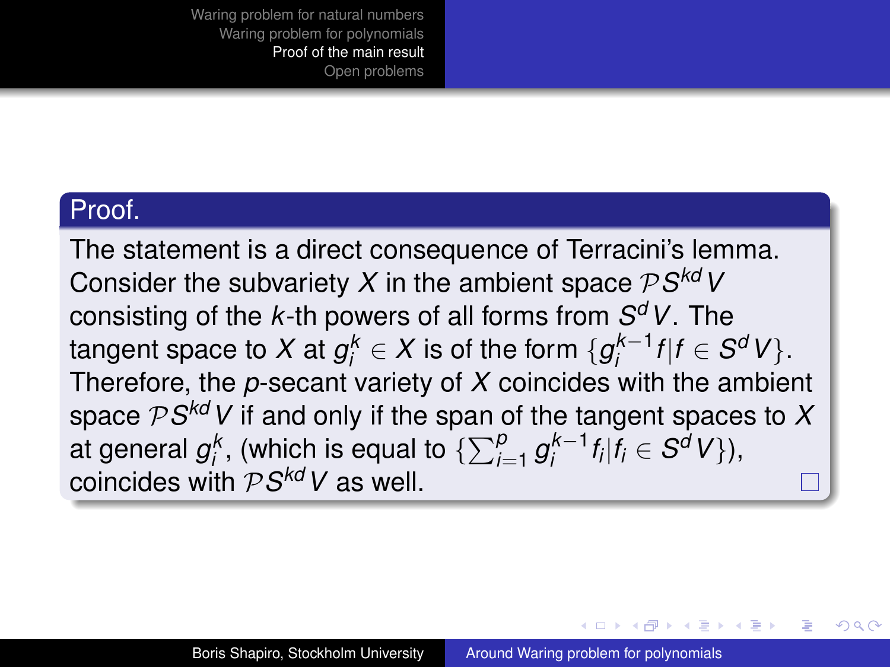**Proof.**

The statement is a direct consequence of Terracini's lemma. Consider the subvariety $X$ in the ambient space $\mathcal{P}S^{kd}V$ consisting of the $k$-th powers of all forms from $S^dV$. The tangent space to $X$ at $g_i^k \in X$ is of the form $\{g_i^{k-1}f | f \in S^dV\}$. Therefore, the $p$-secant variety of $X$ coincides with the ambient space $\mathcal{P}S^{kd}V$ if and only if the span of the tangent spaces to $X$ at general $g_i^k$, (which is equal to $\{\sum_{i=1}^{p} g_i^{k-1}f_i | f_i \in S^dV\}$), coincides with $\mathcal{P}S^{kd}V$ as well. □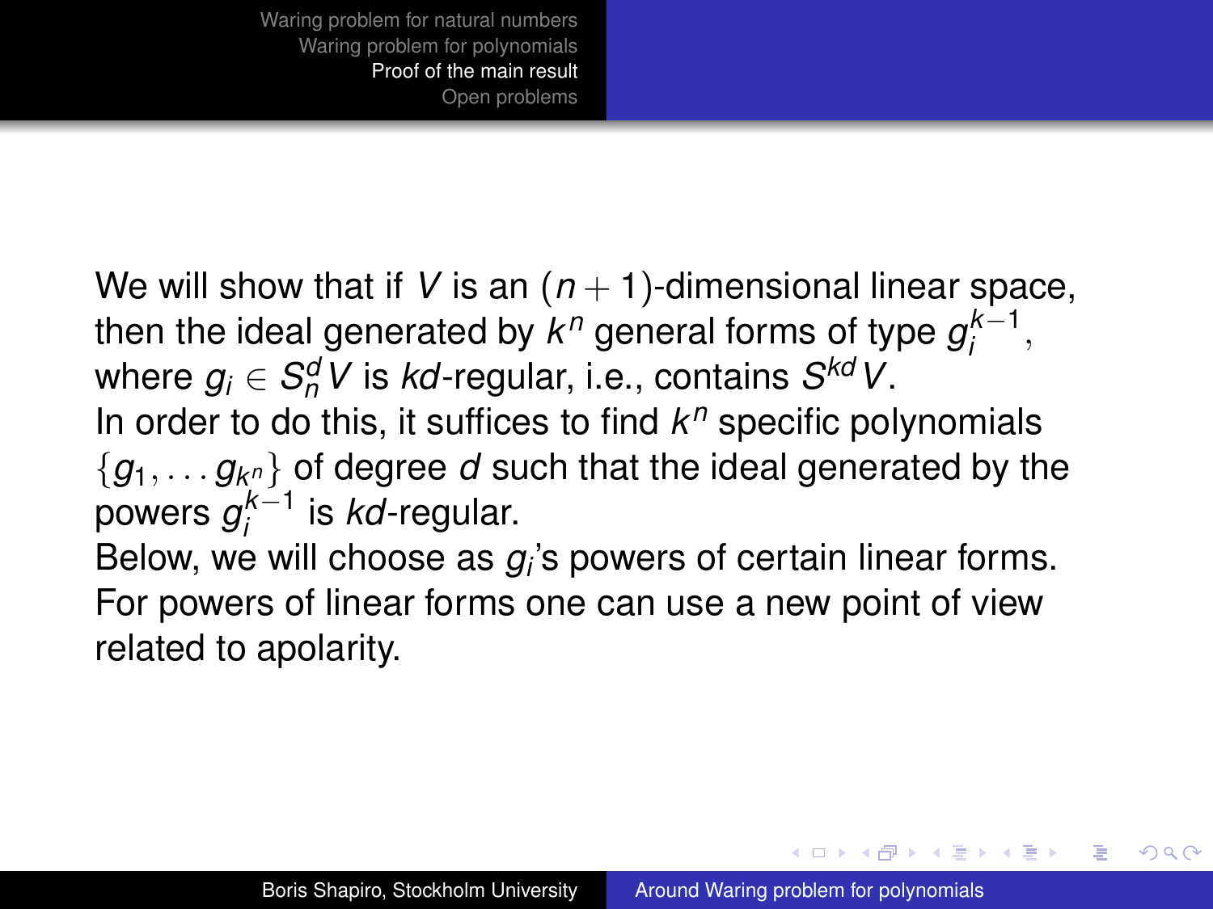We will show that if $V$ is an $(n+1)$-dimensional linear space, then the ideal generated by $k^n$ general forms of type $g_i^{k-1}$, where $g_i \in S_n^d V$ is $kd$-regular, i.e., contains $S^{kd}V$.

In order to do this, it suffices to find $k^n$ specific polynomials $\{g_1, \ldots g_{k^n}\}$ of degree $d$ such that the ideal generated by the powers $g_i^{k-1}$ is $kd$-regular.

Below, we will choose as $g_i$'s powers of certain linear forms. For powers of linear forms one can use a new point of view related to apolarity.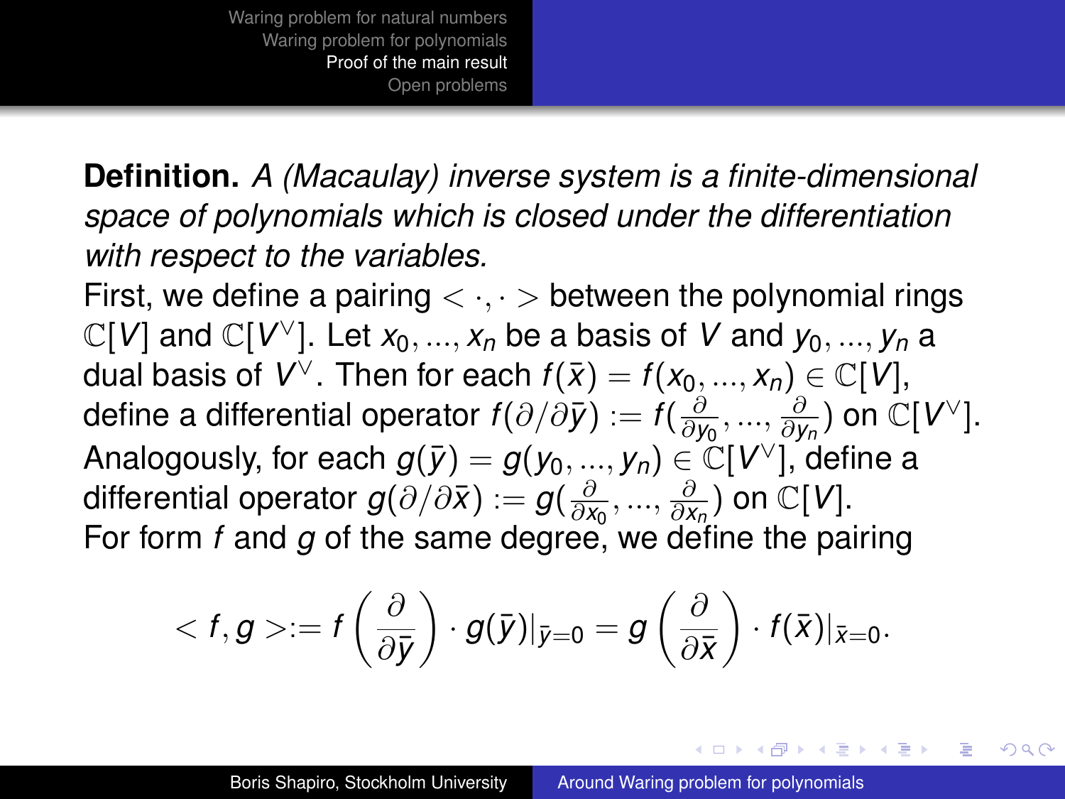**Definition.** *A (Macaulay) inverse system is a finite-dimensional space of polynomials which is closed under the differentiation with respect to the variables.*

First, we define a pairing $< \cdot, \cdot >$ between the polynomial rings $\mathbb{C}[V]$ and $\mathbb{C}[V^\vee]$. Let $x_0, ..., x_n$ be a basis of $V$ and $y_0, ..., y_n$ a dual basis of $V^\vee$. Then for each $f(\bar{x}) = f(x_0, ..., x_n) \in \mathbb{C}[V]$, define a differential operator $f(\partial/\partial\bar{y}) := f(\frac{\partial}{\partial y_0}, ..., \frac{\partial}{\partial y_n})$ on $\mathbb{C}[V^\vee]$. Analogously, for each $g(\bar{y}) = g(y_0, ..., y_n) \in \mathbb{C}[V^\vee]$, define a differential operator $g(\partial/\partial\bar{x}) := g(\frac{\partial}{\partial x_0}, ..., \frac{\partial}{\partial x_n})$ on $\mathbb{C}[V]$.

For form $f$ and $g$ of the same degree, we define the pairing

$$< f, g > := f\left(\frac{\partial}{\partial \bar{y}}\right) \cdot g(\bar{y})|_{\bar{y}=0} = g\left(\frac{\partial}{\partial \bar{x}}\right) \cdot f(\bar{x})|_{\bar{x}=0}.$$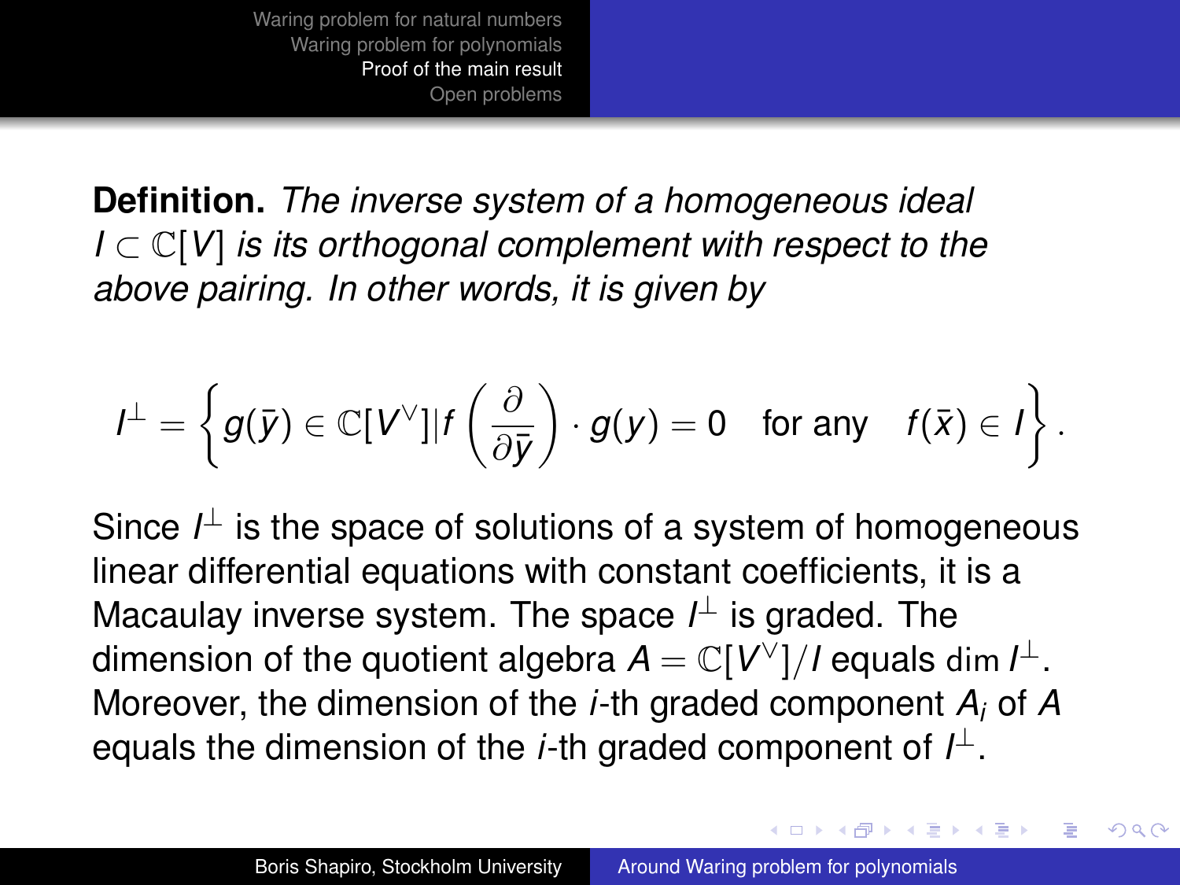**Definition.** *The inverse system of a homogeneous ideal $I \subset \mathbb{C}[V]$ is its orthogonal complement with respect to the above pairing. In other words, it is given by*

$$I^{\perp} = \left\{ g(\bar{y}) \in \mathbb{C}[V^{\vee}] | f\left(\frac{\partial}{\partial \bar{y}}\right) \cdot g(y) = 0 \quad \text{for any} \quad f(\bar{x}) \in I \right\}.$$

Since $I^{\perp}$ is the space of solutions of a system of homogeneous linear differential equations with constant coefficients, it is a Macaulay inverse system. The space $I^{\perp}$ is graded. The dimension of the quotient algebra $A = \mathbb{C}[V^{\vee}]/I$ equals $\dim I^{\perp}$. Moreover, the dimension of the $i$-th graded component $A_i$ of $A$ equals the dimension of the $i$-th graded component of $I^{\perp}$.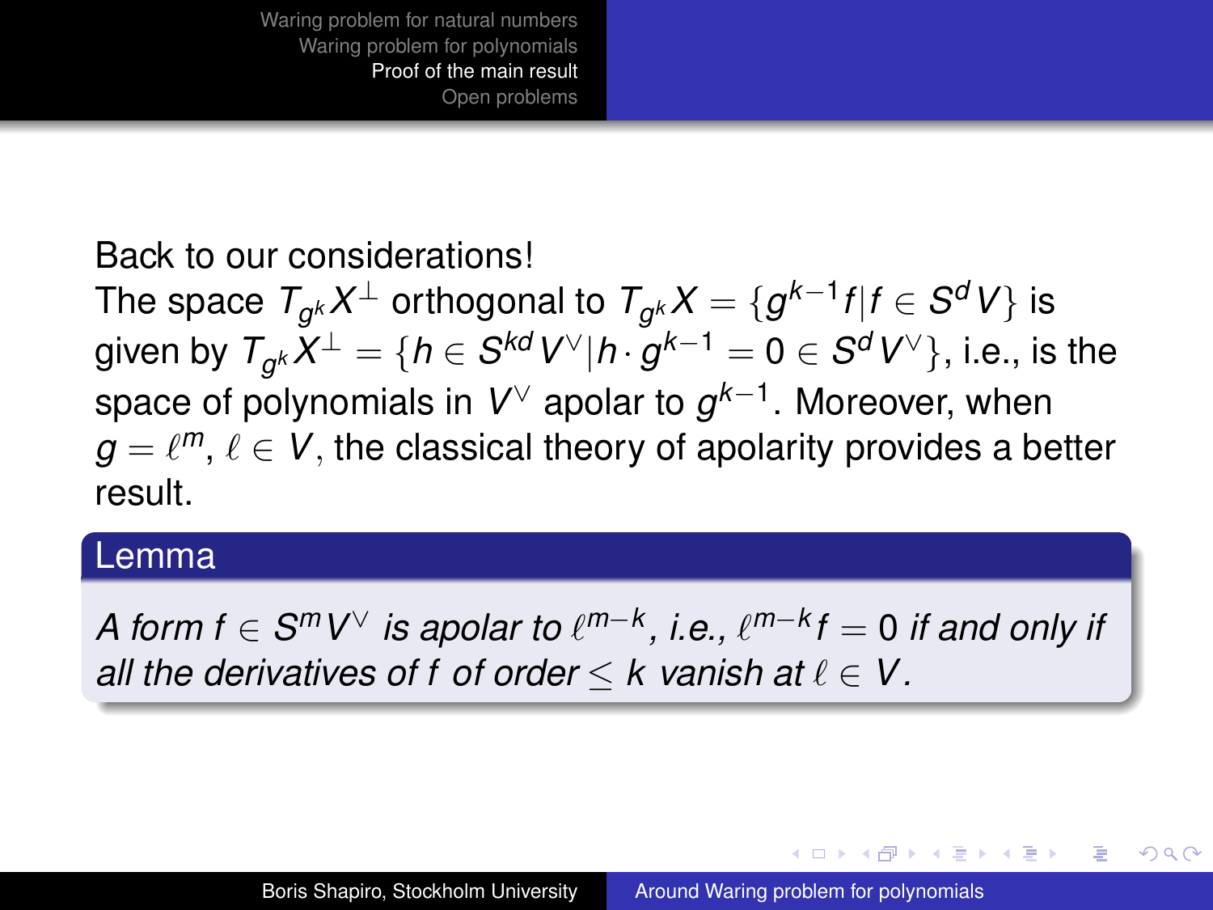Back to our considerations!

The space $T_{g^k}X^{\perp}$ orthogonal to $T_{g^k}X = \{g^{k-1}f | f \in S^dV\}$ is given by $T_{g^k}X^{\perp} = \{h \in S^{kd}V^{\vee} | h \cdot g^{k-1} = 0 \in S^dV^{\vee}\}$, i.e., is the space of polynomials in $V^{\vee}$ apolar to $g^{k-1}$. Moreover, when $g = \ell^m$, $\ell \in V$, the classical theory of apolarity provides a better result.

**Lemma**

*A form $f \in S^mV^{\vee}$ is apolar to $\ell^{m-k}$, i.e., $\ell^{m-k}f = 0$ if and only if all the derivatives of $f$ of order $\leq k$ vanish at $\ell \in V$.*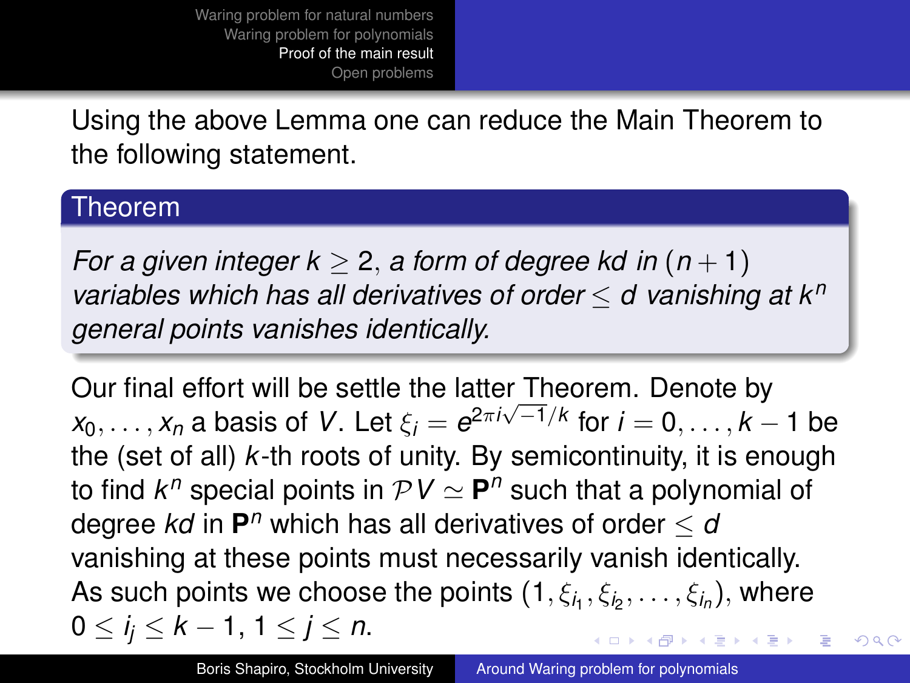Using the above Lemma one can reduce the Main Theorem to the following statement.

**Theorem**

*For a given integer $k \geq 2$, a form of degree $kd$ in $(n+1)$ variables which has all derivatives of order $\leq d$ vanishing at $k^n$ general points vanishes identically.*

Our final effort will be settle the latter Theorem. Denote by $x_0, \dots, x_n$ a basis of $V$. Let $\xi_i = e^{2\pi i\sqrt{-1}/k}$ for $i = 0, \dots, k-1$ be the (set of all) $k$-th roots of unity. By semicontinuity, it is enough to find $k^n$ special points in $\mathcal{P}V \simeq \mathbf{P}^n$ such that a polynomial of degree $kd$ in $\mathbf{P}^n$ which has all derivatives of order $\leq d$ vanishing at these points must necessarily vanish identically. As such points we choose the points $(1, \xi_{i_1}, \xi_{i_2}, \dots, \xi_{i_n})$, where $0 \leq i_j \leq k-1$, $1 \leq j \leq n$.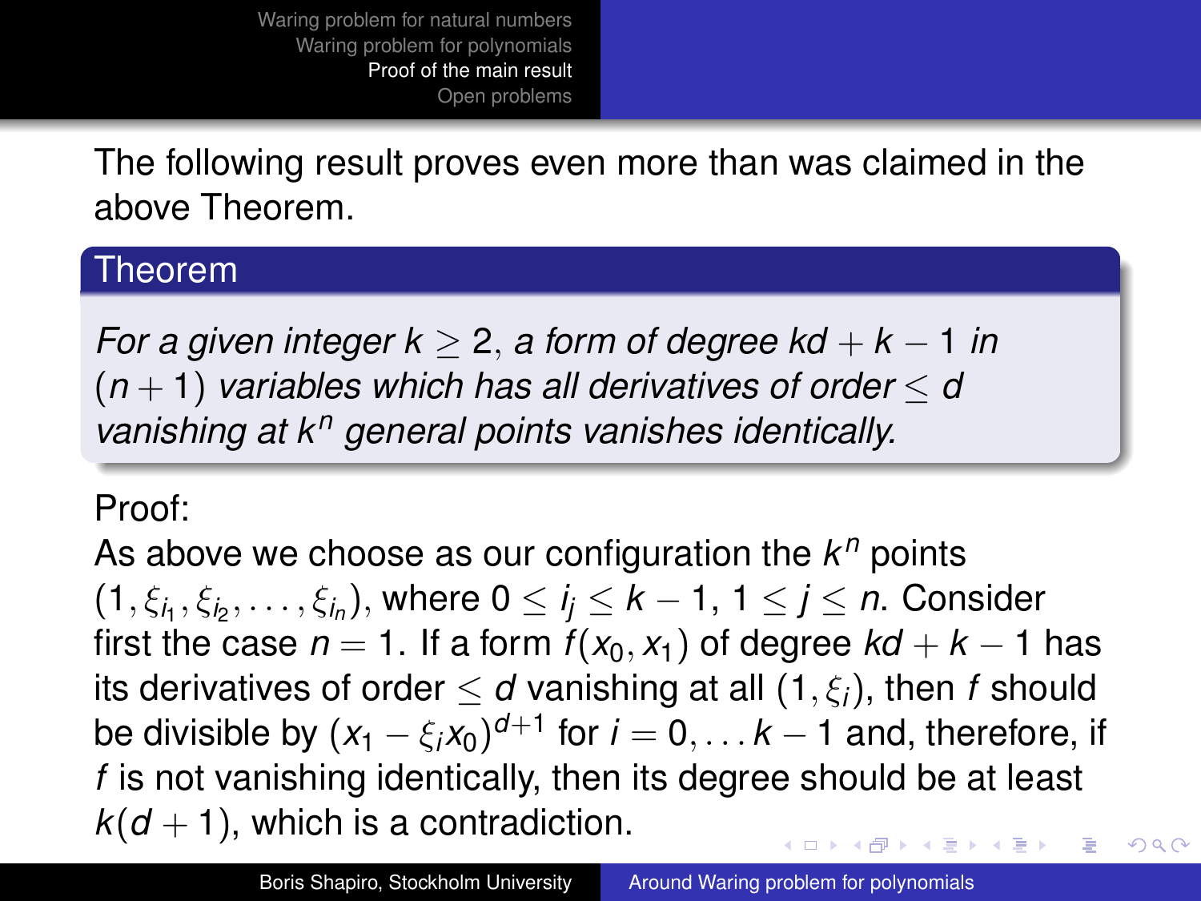The following result proves even more than was claimed in the above Theorem.

**Theorem**

*For a given integer $k \geq 2$, a form of degree $kd + k - 1$ in $(n+1)$ variables which has all derivatives of order $\leq d$ vanishing at $k^n$ general points vanishes identically.*

Proof:
As above we choose as our configuration the $k^n$ points $(1, \xi_{i_1}, \xi_{i_2}, \ldots, \xi_{i_n})$, where $0 \leq i_j \leq k-1$, $1 \leq j \leq n$. Consider first the case $n = 1$. If a form $f(x_0, x_1)$ of degree $kd + k - 1$ has its derivatives of order $\leq d$ vanishing at all $(1, \xi_i)$, then $f$ should be divisible by $(x_1 - \xi_i x_0)^{d+1}$ for $i = 0, \ldots k - 1$ and, therefore, if $f$ is not vanishing identically, then its degree should be at least $k(d+1)$, which is a contradiction.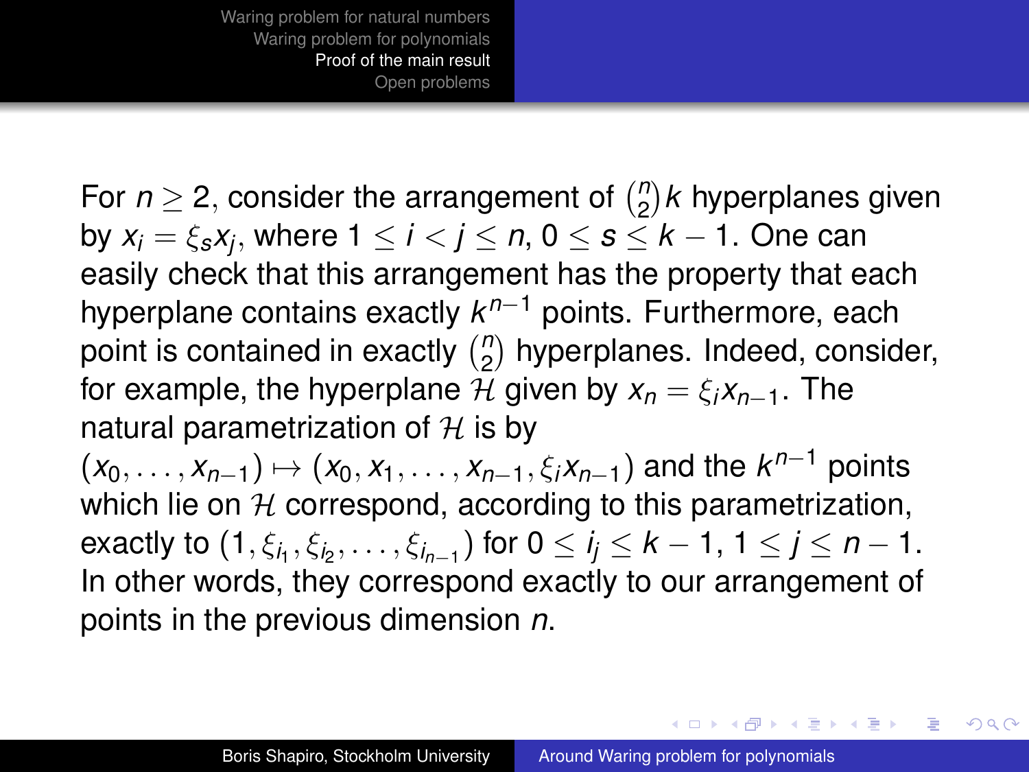For $n \geq 2$, consider the arrangement of $\binom{n}{2}k$ hyperplanes given by $x_i = \xi_s x_j$, where $1 \leq i < j \leq n$, $0 \leq s \leq k-1$. One can easily check that this arrangement has the property that each hyperplane contains exactly $k^{n-1}$ points. Furthermore, each point is contained in exactly $\binom{n}{2}$ hyperplanes. Indeed, consider, for example, the hyperplane $\mathcal{H}$ given by $x_n = \xi_i x_{n-1}$. The natural parametrization of $\mathcal{H}$ is by $(x_0, \ldots, x_{n-1}) \mapsto (x_0, x_1, \ldots, x_{n-1}, \xi_i x_{n-1})$ and the $k^{n-1}$ points which lie on $\mathcal{H}$ correspond, according to this parametrization, exactly to $(1, \xi_{i_1}, \xi_{i_2}, \ldots, \xi_{i_{n-1}})$ for $0 \leq i_j \leq k-1$, $1 \leq j \leq n-1$. In other words, they correspond exactly to our arrangement of points in the previous dimension $n$.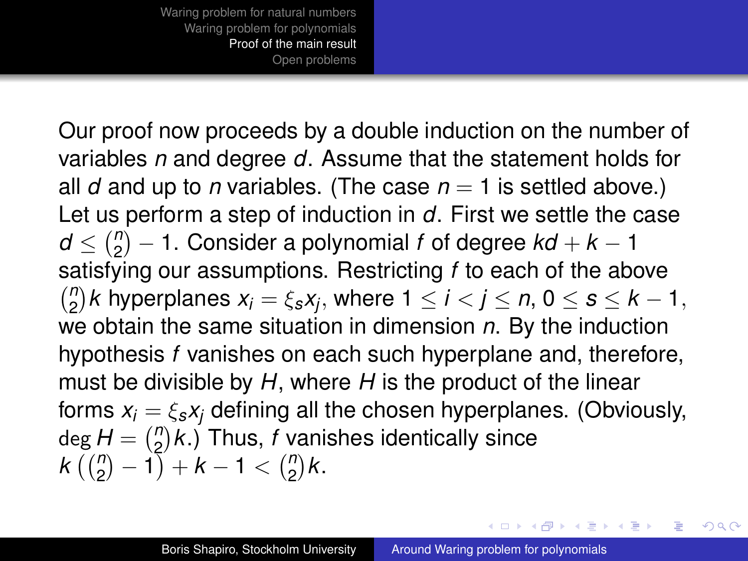Our proof now proceeds by a double induction on the number of variables $n$ and degree $d$. Assume that the statement holds for all $d$ and up to $n$ variables. (The case $n = 1$ is settled above.) Let us perform a step of induction in $d$. First we settle the case $d \leq \binom{n}{2} - 1$. Consider a polynomial $f$ of degree $kd + k - 1$ satisfying our assumptions. Restricting $f$ to each of the above $\binom{n}{2}k$ hyperplanes $x_i = \xi_s x_j$, where $1 \leq i < j \leq n$, $0 \leq s \leq k - 1$, we obtain the same situation in dimension $n$. By the induction hypothesis $f$ vanishes on each such hyperplane and, therefore, must be divisible by $H$, where $H$ is the product of the linear forms $x_i = \xi_s x_j$ defining all the chosen hyperplanes. (Obviously, $\deg H = \binom{n}{2}k$.) Thus, $f$ vanishes identically since $k\left(\binom{n}{2} - 1\right) + k - 1 < \binom{n}{2}k$.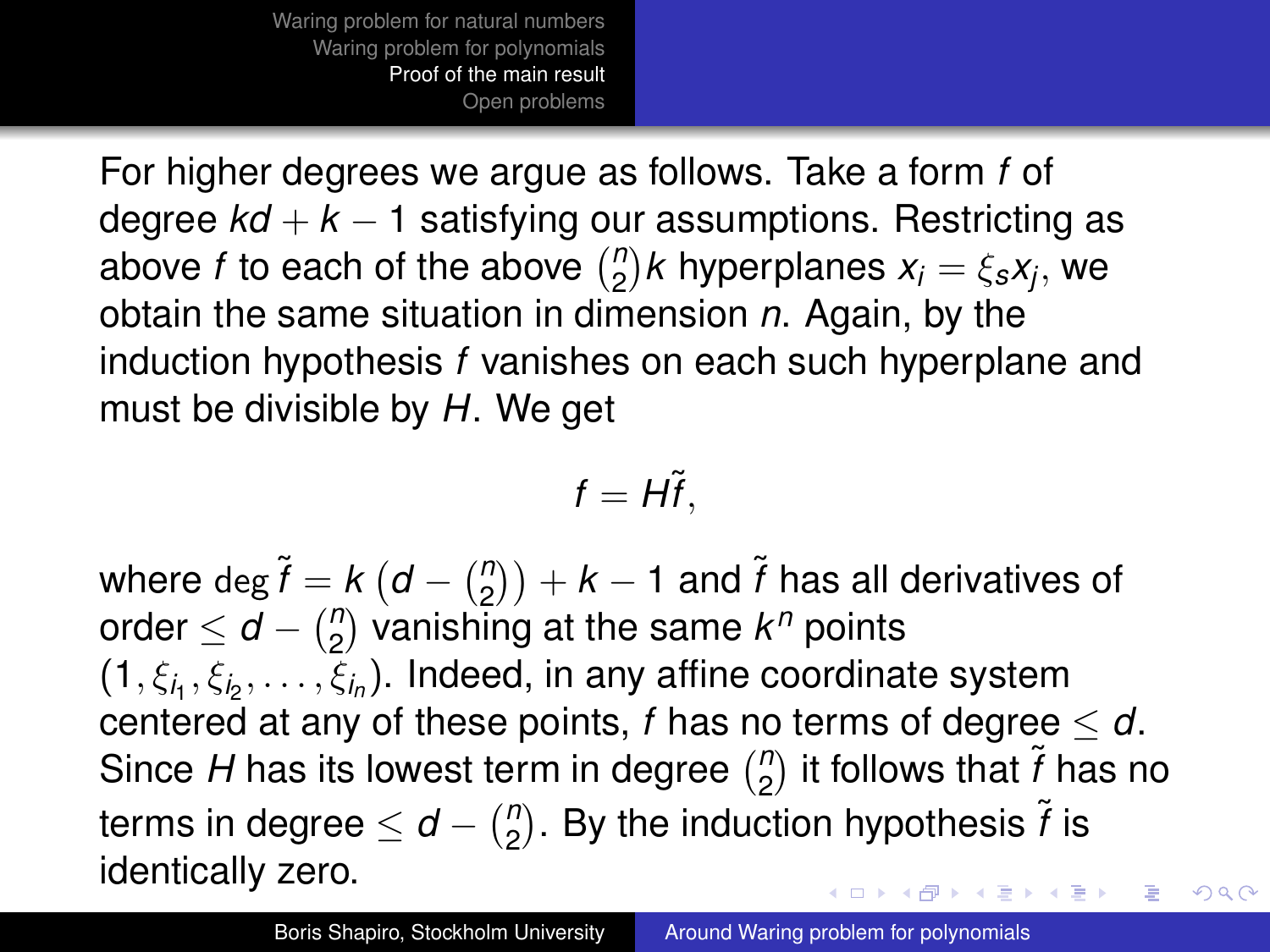For higher degrees we argue as follows. Take a form $f$ of degree $kd + k - 1$ satisfying our assumptions. Restricting as above $f$ to each of the above $\binom{n}{2}k$ hyperplanes $x_i = \xi_s x_j$, we obtain the same situation in dimension $n$. Again, by the induction hypothesis $f$ vanishes on each such hyperplane and must be divisible by $H$. We get

$$f = H\tilde{f},$$

where $\deg \tilde{f} = k\left(d - \binom{n}{2}\right) + k - 1$ and $\tilde{f}$ has all derivatives of order $\leq d - \binom{n}{2}$ vanishing at the same $k^n$ points $(1, \xi_{i_1}, \xi_{i_2}, \ldots, \xi_{i_n})$. Indeed, in any affine coordinate system centered at any of these points, $f$ has no terms of degree $\leq d$. Since $H$ has its lowest term in degree $\binom{n}{2}$ it follows that $\tilde{f}$ has no terms in degree $\leq d - \binom{n}{2}$. By the induction hypothesis $\tilde{f}$ is identically zero.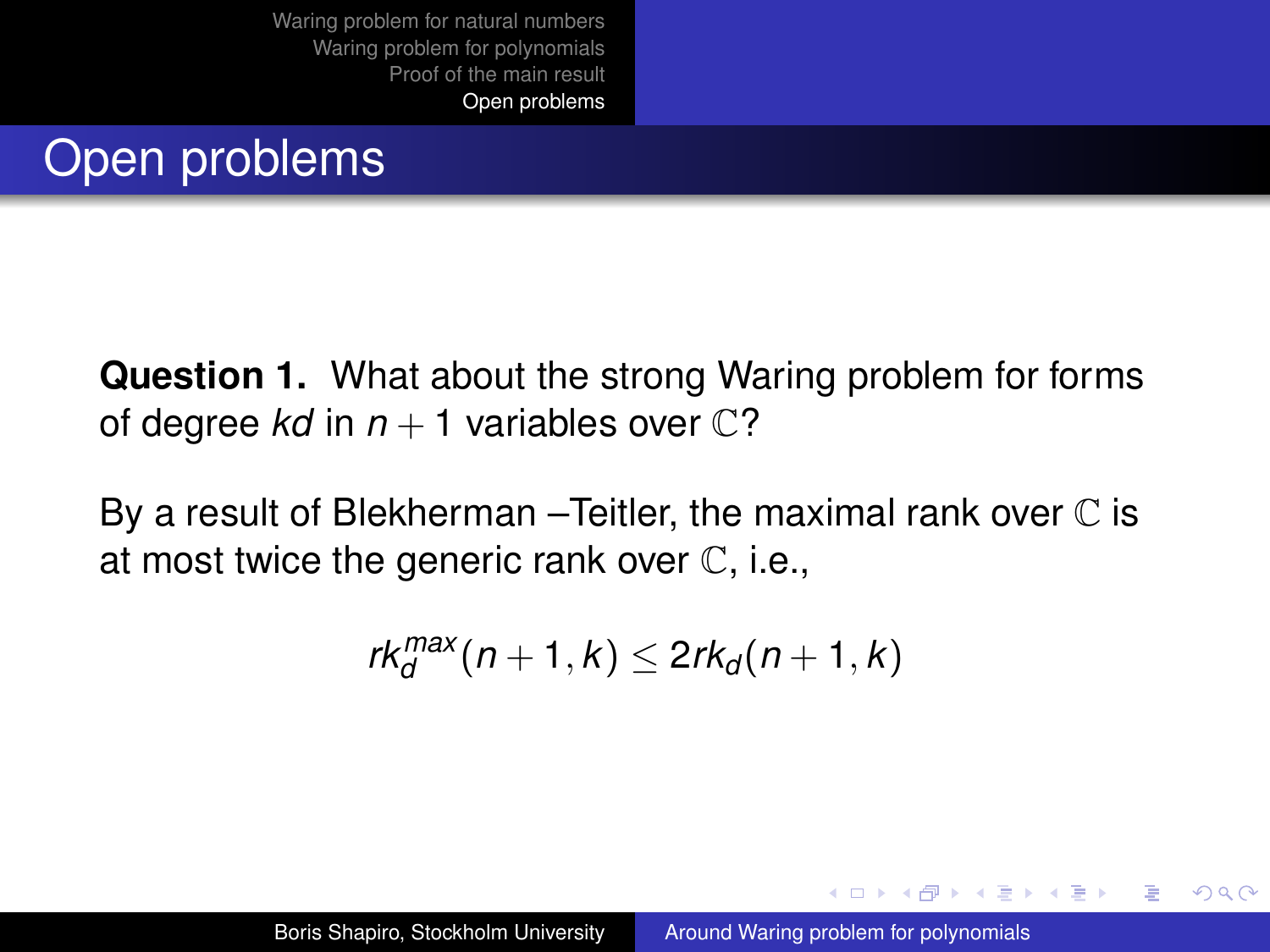# Open problems

**Question 1.** What about the strong Waring problem for forms of degree $kd$ in $n+1$ variables over $\mathbb{C}$?

By a result of Blekherman –Teitler, the maximal rank over $\mathbb{C}$ is at most twice the generic rank over $\mathbb{C}$, i.e.,

$$rk_d^{max}(n+1,k) \leq 2rk_d(n+1,k)$$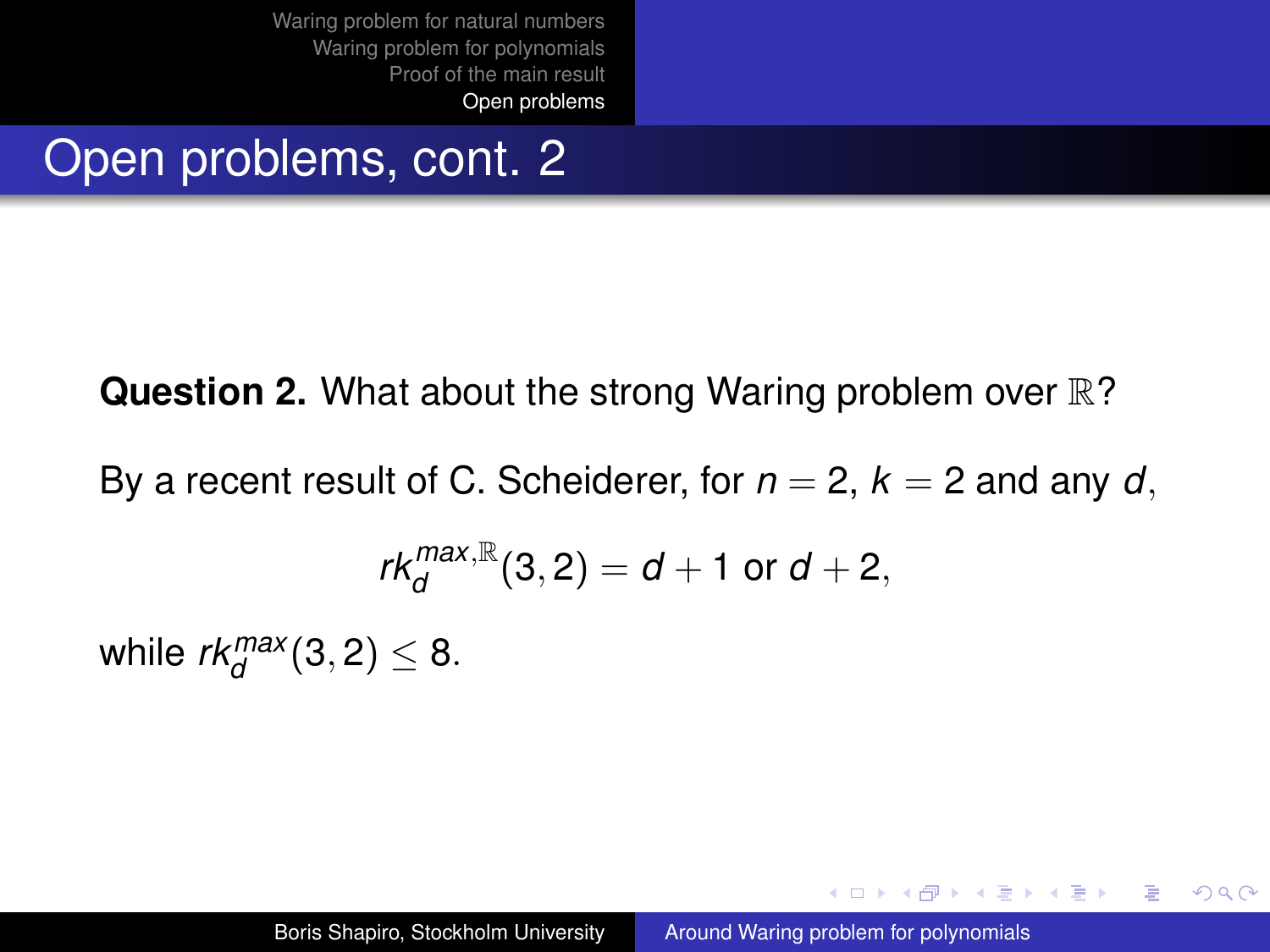# Open problems, cont. 2

**Question 2.** What about the strong Waring problem over $\mathbb{R}$?

By a recent result of C. Scheiderer, for $n = 2$, $k = 2$ and any $d$,

$$rk_d^{max,\mathbb{R}}(3,2) = d + 1 \text{ or } d + 2,$$

while $rk_d^{max}(3,2) \leq 8$.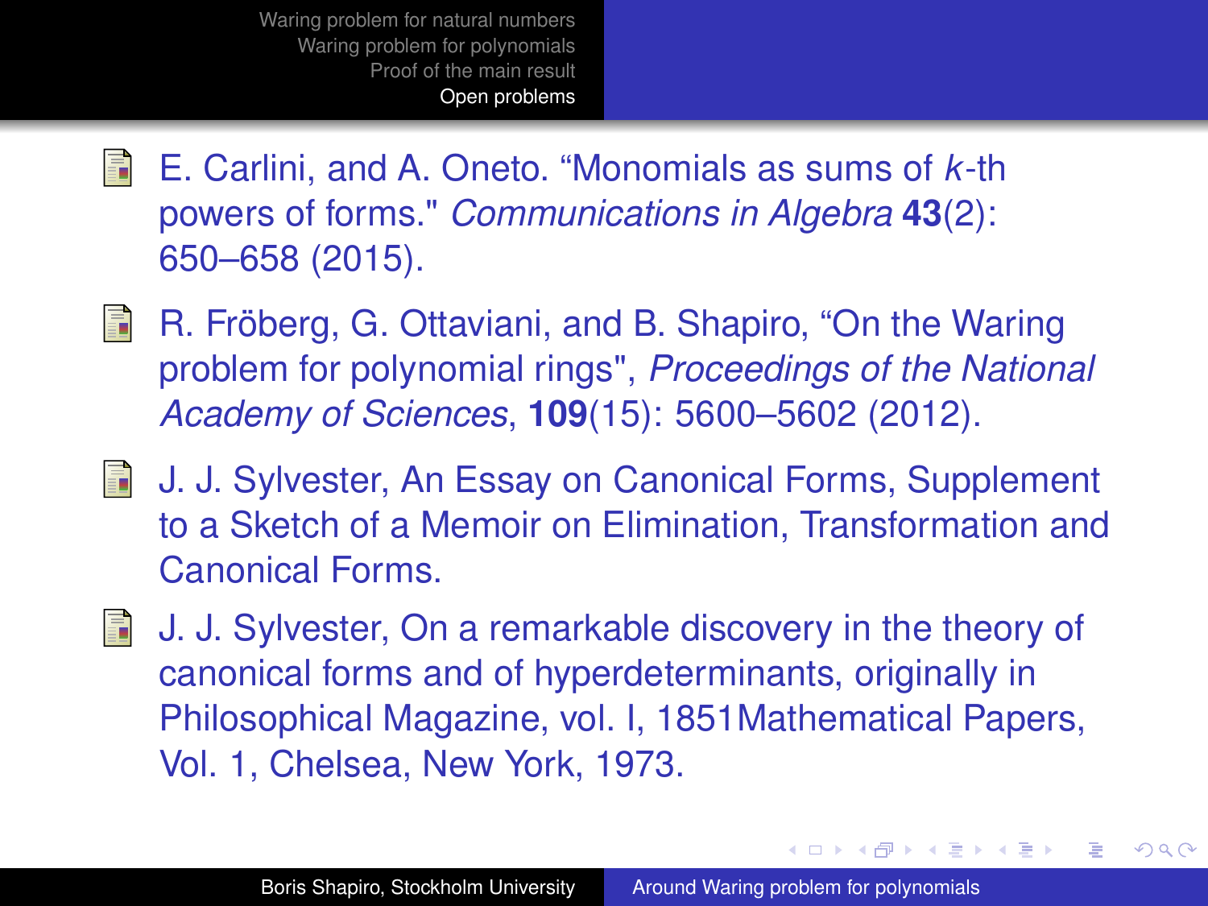- E. Carlini, and A. Oneto. “Monomials as sums of $k$-th powers of forms." *Communications in Algebra* **43**(2): 650–658 (2015).
- R. Fröberg, G. Ottaviani, and B. Shapiro, “On the Waring problem for polynomial rings", *Proceedings of the National Academy of Sciences*, **109**(15): 5600–5602 (2012).
- J. J. Sylvester, An Essay on Canonical Forms, Supplement to a Sketch of a Memoir on Elimination, Transformation and Canonical Forms.
- J. J. Sylvester, On a remarkable discovery in the theory of canonical forms and of hyperdeterminants, originally in Philosophical Magazine, vol. I, 1851Mathematical Papers, Vol. 1, Chelsea, New York, 1973.